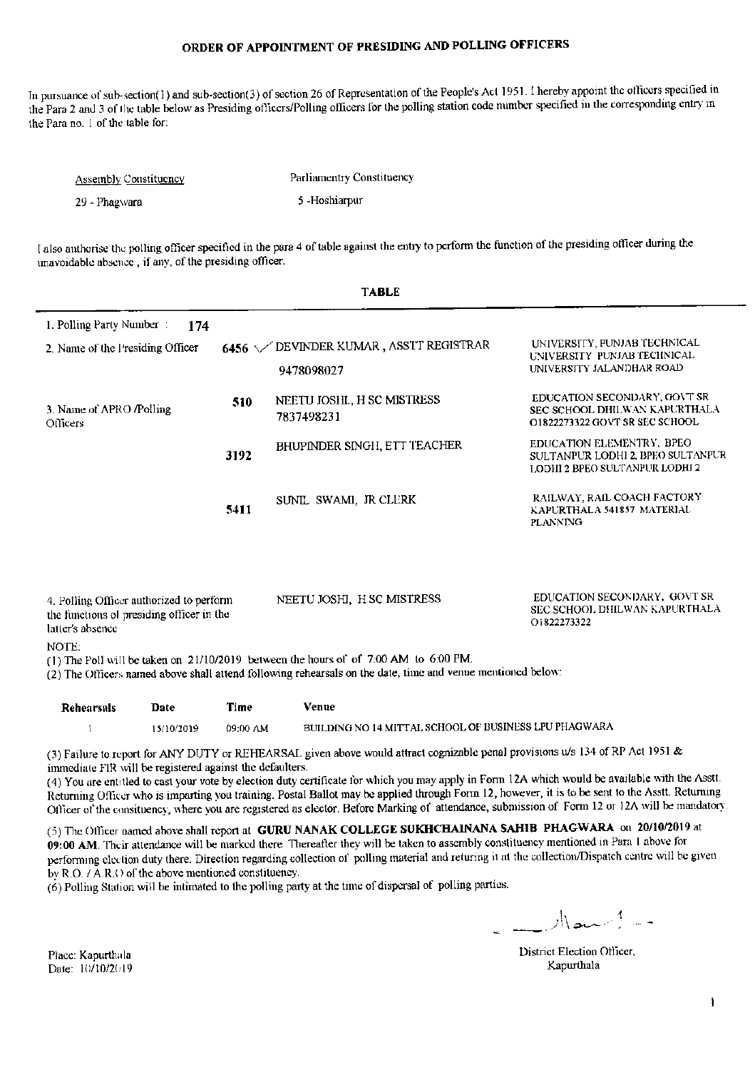# ORDER OF APPOINTMENT OF PRESIDING AND POLLING OFFICERS

In pursuance of sub-section(1) and sub-section(3) of section 26 of Representation of the People's Act 1951. I hereby appoint the officers specified in the Para 2 and 3 of the table below as Presiding officers/Polling officers for the polling station code number specified in the corresponding entry in the Para no. 1 of the table for:

| Assembly Constituency | Parliamentry Constituency |
|---|---|
| 29 - Phagwara | 5 -Hoshiarpur |

I also authorise the polling officer specified in the para 4 of table against the entry to perform the function of the presiding officer during the unavoidable absence , if any, of the presiding officer.

**TABLE**

| | | | |
|---|---|---|---|
| 1. Polling Party Number : 174 | | | |
| 2. Name of the Presiding Officer | 6456 | DEVINDER KUMAR , ASSTT REGISTRAR 9478098027 | UNIVERSITY, PUNJAB TECHNICAL UNIVERSITY PUNJAB TECHNICAL UNIVERSITY JALANDHAR ROAD |
| 3. Name of APRO /Polling Officers | 510 | NEETU JOSHI, H SC MISTRESS 7837498231 | EDUCATION SECONDARY, GOVT SR SEC SCHOOL DHILWAN KAPURTHALA O1822273322 GOVT SR SEC SCHOOL |
| | 3192 | BHUPINDER SINGH, ETT TEACHER | EDUCATION ELEMENTRY, BPEO SULTANPUR LODHI 2, BPEO SULTANPUR LODHI 2 BPEO SULTANPUR LODHI 2 |
| | 5411 | SUNIL SWAMI, JR CLERK | RAILWAY, RAIL COACH FACTORY KAPURTHALA 541857 MATERIAL PLANNING |
| 4. Polling Officer authorized to perform the functions of presiding officer in the latter's absence | | NEETU JOSHI, H SC MISTRESS | EDUCATION SECONDARY, GOVT SR SEC SCHOOL DHILWAN KAPURTHALA O1822273322 |

NOTE:

(1) The Poll will be taken on 21/10/2019 between the hours of of 7:00 AM to 6:00 PM.

(2) The Officers named above shall attend following rehearsals on the date, time and venue mentioned below:

| Rehearsals | Date | Time | Venue |
|---|---|---|---|
| 1 | 15/10/2019 | 09:00 AM | BUILDING NO 14 MITTAL SCHOOL OF BUSINESS LPU PHAGWARA |

(3) Failure to report for ANY DUTY or REHEARSAL given above would attract cognizable penal provisions u/s 134 of RP Act 1951 & immediate FIR will be registered against the defaulters.

(4) You are entitled to cast your vote by election duty certificate for which you may apply in Form 12A which would be available with the Asstt. Returning Officer who is imparting you training. Postal Ballot may be applied through Form 12, however, it is to be sent to the Asstt. Returning Officer of the consituency, where you are registered as elector. Before Marking of attendance, submission of Form 12 or 12A will be mandatory.

(5) The Officer named above shall report at **GURU NANAK COLLEGE SUKHCHAINANA SAHIB PHAGWARA** on **20/10/2019** at **09:00 AM**. Their attendance will be marked there. Thereafter they will be taken to assembly constituency mentioned in Para 1 above for performing election duty there. Direction regarding collection of polling material and returing it at the collection/Dispatch centre will be given by R.O. / A.R.O of the above mentioned constituency.

(6) Polling Station will be intimated to the polling party at the time of dispersal of polling parties.

Place: Kapurthala
Date: 10/10/2019

District Election Officer,
Kapurthala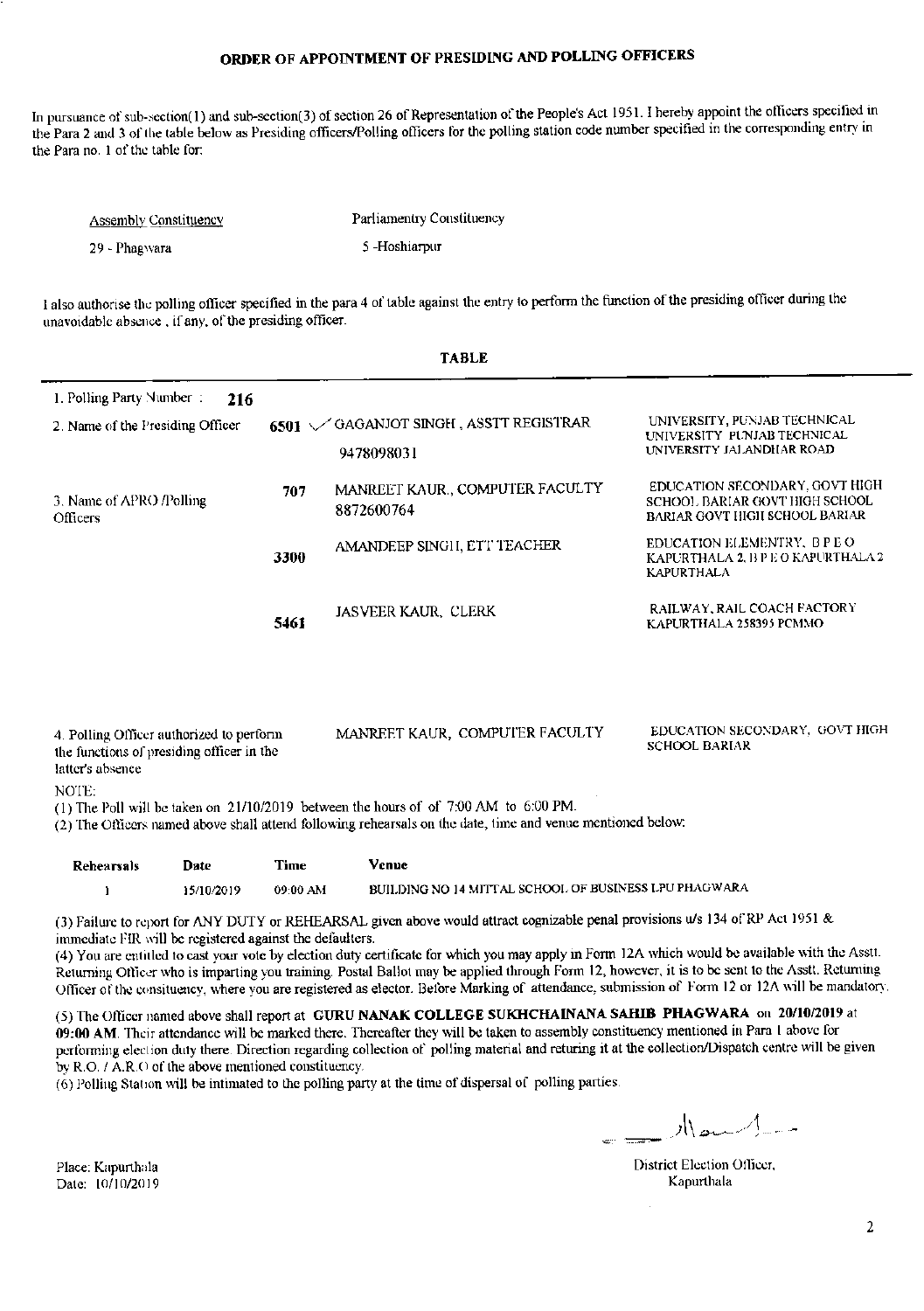## ORDER OF APPOINTMENT OF PRESIDING AND POLLING OFFICERS

In pursuance of sub-section(1) and sub-section(3) of section 26 of Representation of the People's Act 1951. I hereby appoint the officers specified in the Para 2 and 3 of the table below as Presiding officers/Polling officers for the polling station code number specified in the corresponding entry in the Para no. 1 of the table for:

| Assembly Constituency | Parliamentry Constituency |
|---|---|
| 29 - Phagwara | 5 -Hoshiarpur |

I also authorise the polling officer specified in the para 4 of table against the entry to perform the function of the presiding officer during the unavoidable absence , if any, of the presiding officer.

### TABLE

| | | | |
|---|---|---|---|
| 1. Polling Party Number : **216** | | | |
| 2. Name of the Presiding Officer | **6501** | GAGANJOT SINGH , ASSTT REGISTRAR 9478098031 | UNIVERSITY, PUNJAB TECHNICAL UNIVERSITY PUNJAB TECHNICAL UNIVERSITY JALANDHAR ROAD |
| 3. Name of APRO /Polling Officers | **707** | MANREET KAUR., COMPUTER FACULTY 8872600764 | EDUCATION SECONDARY, GOVT HIGH SCHOOL BARIAR GOVT HIGH SCHOOL BARIAR GOVT HIGH SCHOOL BARIAR |
| | **3300** | AMANDEEP SINGH, ETT TEACHER | EDUCATION ELEMENTRY, B P E O KAPURTHALA 2, B P E O KAPURTHALA 2 KAPURTHALA |
| | **5461** | JASVEER KAUR, CLERK | RAILWAY, RAIL COACH FACTORY KAPURTHALA 258395 PCMMO |
| 4. Polling Officer authorized to perform the functions of presiding officer in the latter's absence | | MANREET KAUR, COMPUTER FACULTY | EDUCATION SECONDARY, GOVT HIGH SCHOOL BARIAR |

NOTE:

(1) The Poll will be taken on 21/10/2019 between the hours of of 7:00 AM to 6:00 PM.

(2) The Officers named above shall attend following rehearsals on the date, time and venue mentioned below:

| Rehearsals | Date | Time | Venue |
|---|---|---|---|
| 1 | 15/10/2019 | 09:00 AM | BUILDING NO 14 MITTAL SCHOOL OF BUSINESS LPU PHAGWARA |

(3) Failure to report for ANY DUTY or REHEARSAL given above would attract cognizable penal provisions u/s 134 of RP Act 1951 & immediate FIR will be registered against the defaulters.

(4) You are entitled to cast your vote by election duty certificate for which you may apply in Form 12A which would be available with the Asstt. Returning Officer who is imparting you training. Postal Ballot may be applied through Form 12, however, it is to be sent to the Asstt. Returning Officer of the consituency, where you are registered as elector. Before Marking of attendance, submission of Form 12 or 12A will be mandatory.

(5) The Officer named above shall report at **GURU NANAK COLLEGE SUKHCHAINANA SAHIB PHAGWARA** on **20/10/2019** at **09:00 AM**. Their attendance will be marked there. Thereafter they will be taken to assembly constituency mentioned in Para 1 above for performing election duty there. Direction regarding collection of polling material and returing it at the collection/Dispatch centre will be given by R.O. / A.R.O of the above mentioned constituency.

(6) Polling Station will be intimated to the polling party at the time of dispersal of polling parties.

District Election Officer,
Kapurthala

Place: Kapurthala
Date: 10/10/2019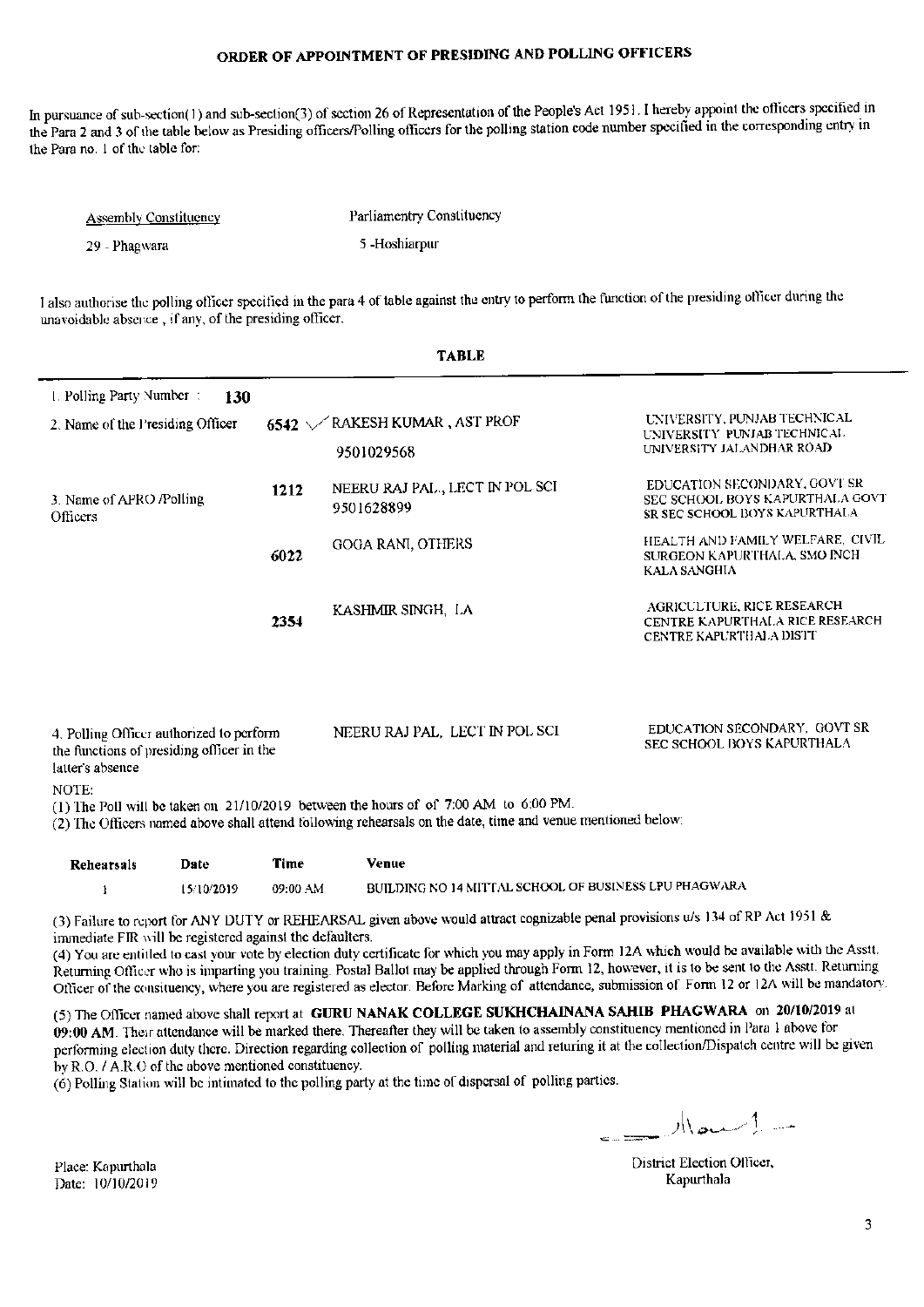# ORDER OF APPOINTMENT OF PRESIDING AND POLLING OFFICERS

In pursuance of sub-section(1) and sub-section(3) of section 26 of Representation of the People's Act 1951. I hereby appoint the officers specified in the Para 2 and 3 of the table below as Presiding officers/Polling officers for the polling station code number specified in the corresponding entry in the Para no. 1 of the table for:

| Assembly Constituency | Parliamentry Constituency |
|---|---|
| 29 - Phagwara | 5 -Hoshiarpur |

I also authorise the polling officer specified in the para 4 of table against the entry to perform the function of the presiding officer during the unavoidable absence , if any, of the presiding officer.

## TABLE

| | | | |
|---|---|---|---|
| 1. Polling Party Number : **130** | | | |
| 2. Name of the Presiding Officer | 6542 | RAKESH KUMAR , AST PROF<br>9501029568 | UNIVERSITY, PUNJAB TECHNICAL UNIVERSITY PUNJAB TECHNICAL UNIVERSITY JALANDHAR ROAD |
| 3. Name of APRO /Polling Officers | 1212 | NEERU RAJ PAL , LECT IN POL SCI<br>9501628899 | EDUCATION SECONDARY, GOVT SR SEC SCHOOL BOYS KAPURTHALA GOVT SR SEC SCHOOL BOYS KAPURTHALA |
| | 6022 | GOGA RANI, OTHERS | HEALTH AND FAMILY WELFARE, CIVIL SURGEON KAPURTHALA, SMO INCH KALA SANGHIA |
| | 2354 | KASHMIR SINGH, LA | AGRICULTURE, RICE RESEARCH CENTRE KAPURTHALA RICE RESEARCH CENTRE KAPURTHALA DISTT |
| 4. Polling Officer authorized to perform the functions of presiding officer in the latter's absence | | NEERU RAJ PAL, LECT IN POL SCI | EDUCATION SECONDARY, GOVT SR SEC SCHOOL BOYS KAPURTHALA |

NOTE:

(1) The Poll will be taken on 21/10/2019 between the hours of of 7:00 AM to 6:00 PM.

(2) The Officers named above shall attend following rehearsals on the date, time and venue mentioned below:

| Rehearsals | Date | Time | Venue |
|---|---|---|---|
| 1 | 15/10/2019 | 09:00 AM | BUILDING NO 14 MITTAL SCHOOL OF BUSINESS LPU PHAGWARA |

(3) Failure to report for ANY DUTY or REHEARSAL given above would attract cognizable penal provisions u/s 134 of RP Act 1951 & immediate FIR will be registered against the defaulters.

(4) You are entitled to cast your vote by election duty certificate for which you may apply in Form 12A which would be available with the Asstt. Returning Officer who is imparting you training. Postal Ballot may be applied through Form 12, however, it is to be sent to the Asstt. Returning Officer of the consituency, where you are registered as elector. Before Marking of attendance, submission of Form 12 or 12A will be mandatory.

(5) The Officer named above shall report at **GURU NANAK COLLEGE SUKHCHAINANA SAHIB PHAGWARA** on **20/10/2019** at **09:00 AM**. Their attendance will be marked there. Thereafter they will be taken to assembly constituency mentioned in Para 1 above for performing election duty there. Direction regarding collection of polling material and returing it at the collection/Dispatch centre will be given by R.O. / A.R.O of the above mentioned constituency.

(6) Polling Station will be intimated to the polling party at the time of dispersal of polling parties.

Place: Kapurthala
Date: 10/10/2019

District Election Officer,
Kapurthala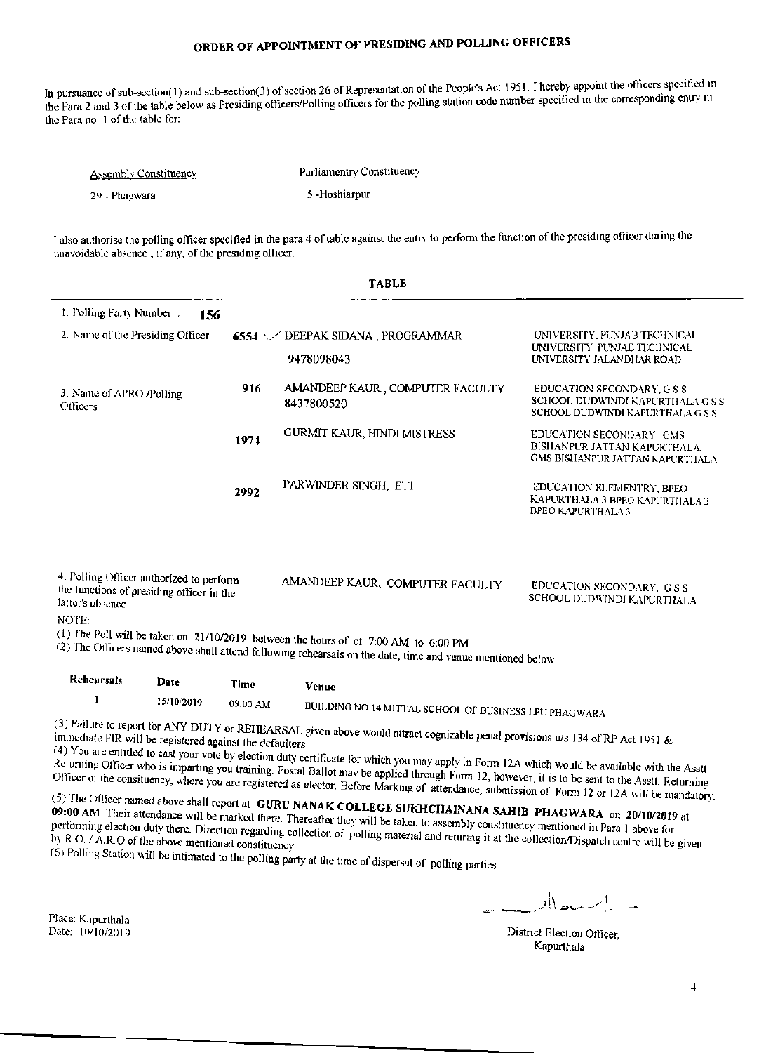# ORDER OF APPOINTMENT OF PRESIDING AND POLLING OFFICERS

In pursuance of sub-section(1) and sub-section(3) of section 26 of Representation of the People's Act 1951. I hereby appoint the officers specified in the Para 2 and 3 of the table below as Presiding officers/Polling officers for the polling station code number specified in the corresponding entry in the Para no. 1 of the table for:

| Assembly Constituency | Parliamentry Constituency |
|---|---|
| 29 - Phagwara | 5 -Hoshiarpur |

I also authorise the polling officer specified in the para 4 of table against the entry to perform the function of the presiding officer during the unavoidable absence , if any, of the presiding officer.

**TABLE**

| | | | |
|---|---|---|---|
| 1. Polling Party Number : **156** | | | |
| 2. Name of the Presiding Officer | **6554** ✓ | DEEPAK SIDANA , PROGRAMMAR<br>9478098043 | UNIVERSITY, PUNJAB TECHNICAL UNIVERSITY PUNJAB TECHNICAL UNIVERSITY JALANDHAR ROAD |
| 3. Name of APRO /Polling Officers | **916** | AMANDEEP KAUR , COMPUTER FACULTY<br>8437800520 | EDUCATION SECONDARY, G S S SCHOOL DUDWINDI KAPURTHALA G S S SCHOOL DUDWINDI KAPURTHALA G S S |
| | **1974** | GURMIT KAUR, HINDI MISTRESS | EDUCATION SECONDARY, GMS BISHANPUR JATTAN KAPURTHALA, GMS BISHANPUR JATTAN KAPURTHALA |
| | **2992** | PARWINDER SINGH, ETT | EDUCATION ELEMENTRY, BPEO KAPURTHALA 3 BPEO KAPURTHALA 3 BPEO KAPURTHALA 3 |
| 4. Polling Officer authorized to perform the functions of presiding officer in the latter's absence | | AMANDEEP KAUR, COMPUTER FACULTY | EDUCATION SECONDARY, G S S SCHOOL DUDWINDI KAPURTHALA |

NOTE:

(1) The Poll will be taken on 21/10/2019 between the hours of of 7:00 AM to 6:00 PM.

(2) The Officers named above shall attend following rehearsals on the date, time and venue mentioned below:

| Rehearsals | Date | Time | Venue |
|---|---|---|---|
| 1 | 15/10/2019 | 09:00 AM | BUILDING NO 14 MITTAL SCHOOL OF BUSINESS LPU PHAGWARA |

(3) Failure to report for ANY DUTY or REHEARSAL given above would attract cognizable penal provisions u/s 134 of RP Act 1951 & immediate FIR will be registered against the defaulters.

(4) You are entitled to cast your vote by election duty certificate for which you may apply in Form 12A which would be available with the Asstt. Returning Officer who is imparting you training. Postal Ballot may be applied through Form 12, however, it is to be sent to the Asstt. Returning Officer of the consituency, where you are registered as elector. Before Marking of attendance, submission of Form 12 or 12A will be mandatory.

(5) The Officer named above shall report at **GURU NANAK COLLEGE SUKHCHAINANA SAHIB PHAGWARA** on **20/10/2019** at **09:00 AM**. Their attendance will be marked there. Thereafter they will be taken to assembly constituency mentioned in Para 1 above for performing election duty there. Direction regarding collection of polling material and returing it at the collection/Dispatch centre will be given by R.O. / A.R.O of the above mentioned constituency.

(6) Polling Station will be intimated to the polling party at the time of dispersal of polling parties.

Place: Kapurthala
Date: 10/10/2019

District Election Officer,
Kapurthala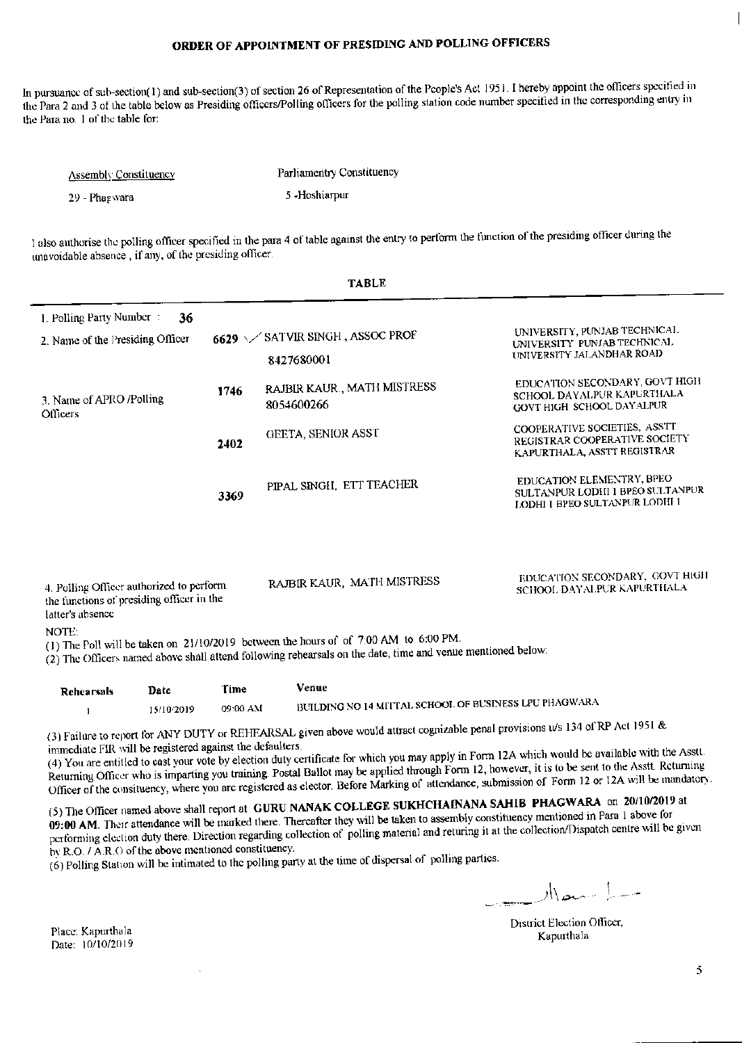# ORDER OF APPOINTMENT OF PRESIDING AND POLLING OFFICERS

In pursuance of sub-section(1) and sub-section(3) of section 26 of Representation of the People's Act 1951. I hereby appoint the officers specified in the Para 2 and 3 of the table below as Presiding officers/Polling officers for the polling station code number specified in the corresponding entry in the Para no. 1 of the table for:

| Assembly Constituency | Parliamentry Constituency |
|---|---|
| 29 - Phagwara | 5 -Hoshiarpur |

I also authorise the polling officer specified in the para 4 of table against the entry to perform the function of the presiding officer during the unavoidable absence, if any, of the presiding officer.

## TABLE

| | | | |
|---|---|---|---|
| 1. Polling Party Number : 36 | | | |
| 2. Name of the Presiding Officer | 6629 | SATVIR SINGH , ASSOC PROF 8427680001 | UNIVERSITY, PUNJAB TECHNICAL UNIVERSITY PUNJAB TECHNICAL UNIVERSITY JALANDHAR ROAD |
| 3. Name of APRO /Polling Officers | 1746 | RAJBIR KAUR., MATH MISTRESS 8054600266 | EDUCATION SECONDARY, GOVT HIGH SCHOOL DAYALPUR KAPURTHALA GOVT HIGH SCHOOL DAYALPUR |
| | 2402 | GEETA, SENIOR ASST | COOPERATIVE SOCIETIES, ASSTT REGISTRAR COOPERATIVE SOCIETY KAPURTHALA, ASSTT REGISTRAR |
| | 3369 | PIPAL SINGH, ETT TEACHER | EDUCATION ELEMENTRY, BPEO SULTANPUR LODHI 1 BPEO SULTANPUR LODHI 1 |
| 4. Polling Officer authorized to perform the functions of presiding officer in the latter's absence | | RAJBIR KAUR, MATH MISTRESS | EDUCATION SECONDARY, GOVT HIGH SCHOOL DAYALPUR KAPURTHALA |

NOTE:

(1) The Poll will be taken on 21/10/2019 between the hours of of 7:00 AM to 6:00 PM.

(2) The Officers named above shall attend following rehearsals on the date, time and venue mentioned below:

| Rehearsals | Date | Time | Venue |
|---|---|---|---|
| 1 | 15/10/2019 | 09:00 AM | BUILDING NO 14 MITTAL SCHOOL OF BUSINESS LPU PHAGWARA |

(3) Failure to report for ANY DUTY or REHEARSAL given above would attract cognizable penal provisions u/s 134 of RP Act 1951 & immediate FIR will be registered against the defaulters.

(4) You are entitled to cast your vote by election duty certificate for which you may apply in Form 12A which would be available with the Asstt. Returning Officer who is imparting you training. Postal Ballot may be applied through Form 12, however, it is to be sent to the Asstt. Returning Officer of the consituency, where you are registered as elector. Before Marking of attendance, submission of Form 12 or 12A will be mandatory.

(5) The Officer named above shall report at **GURU NANAK COLLEGE SUKHCHAINANA SAHIB PHAGWARA** on **20/10/2019** at **09:00 AM**. Their attendance will be marked there. Thereafter they will be taken to assembly constituency mentioned in Para 1 above for performing election duty there. Direction regarding collection of polling material and returing it at the collection/Dispatch centre will be given by R.O. / A.R.O of the above mentioned constituency.

(6) Polling Station will be intimated to the polling party at the time of dispersal of polling parties.

District Election Officer,
Kapurthala

Place: Kapurthala
Date: 10/10/2019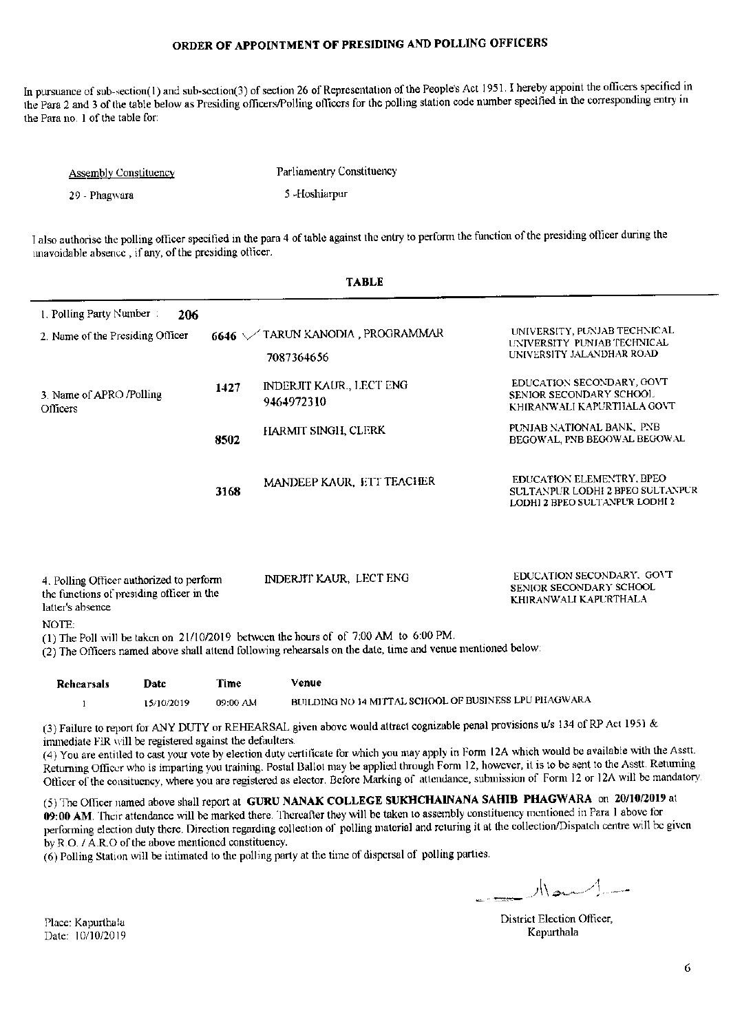## ORDER OF APPOINTMENT OF PRESIDING AND POLLING OFFICERS

In pursuance of sub-section(1) and sub-section(3) of section 26 of Representation of the People's Act 1951. I hereby appoint the officers specified in the Para 2 and 3 of the table below as Presiding officers/Polling officers for the polling station code number specified in the corresponding entry in the Para no. 1 of the table for:

| Assembly Constituency | Parliamentry Constituency |
|---|---|
| 29 - Phagwara | 5 -Hoshiarpur |

I also authorise the polling officer specified in the para 4 of table against the entry to perform the function of the presiding officer during the unavoidable absence , if any, of the presiding officer.

### TABLE

| | | | |
|---|---|---|---|
| 1. Polling Party Number : 206 | | | |
| 2. Name of the Presiding Officer | 6646 | TARUN KANODIA , PROGRAMMAR 7087364656 | UNIVERSITY, PUNJAB TECHNICAL UNIVERSITY PUNJAB TECHNICAL UNIVERSITY JALANDHAR ROAD |
| 3. Name of APRO /Polling Officers | 1427 | INDERJIT KAUR., LECT ENG 9464972310 | EDUCATION SECONDARY, GOVT SENIOR SECONDARY SCHOOL KHIRANWALI KAPURTHALA GOVT |
| | 8502 | HARMIT SINGH, CLERK | PUNJAB NATIONAL BANK, PNB BEGOWAL, PNB BEGOWAL BEGOWAL |
| | 3168 | MANDEEP KAUR, ETT TEACHER | EDUCATION ELEMENTRY, BPEO SULTANPUR LODHI 2 BPEO SULTANPUR LODHI 2 BPEO SULTANPUR LODHI 2 |
| 4. Polling Officer authorized to perform the functions of presiding officer in the latter's absence | | INDERJIT KAUR, LECT ENG | EDUCATION SECONDARY, GOVT SENIOR SECONDARY SCHOOL KHIRANWALI KAPURTHALA |

NOTE:

(1) The Poll will be taken on 21/10/2019 between the hours of of 7:00 AM to 6:00 PM.

(2) The Officers named above shall attend following rehearsals on the date, time and venue mentioned below:

| Rehearsals | Date | Time | Venue |
|---|---|---|---|
| 1 | 15/10/2019 | 09:00 AM | BUILDING NO 14 MITTAL SCHOOL OF BUSINESS LPU PHAGWARA |

(3) Failure to report for ANY DUTY or REHEARSAL given above would attract cognizable penal provisions u/s 134 of RP Act 1951 & immediate FIR will be registered against the defaulters.

(4) You are entitled to cast your vote by election duty certificate for which you may apply in Form 12A which would be available with the Asstt. Returning Officer who is imparting you training. Postal Ballot may be applied through Form 12, however, it is to be sent to the Asstt. Returning Officer of the consituency, where you are registered as elector. Before Marking of attendance, submission of Form 12 or 12A will be mandatory.

(5) The Officer named above shall report at **GURU NANAK COLLEGE SUKHCHAINANA SAHIB PHAGWARA** on **20/10/2019** at **09:00 AM**. Their attendance will be marked there. Thereafter they will be taken to assembly constituency mentioned in Para 1 above for performing election duty there. Direction regarding collection of polling material and returing it at the collection/Dispatch centre will be given by R.O. / A.R.O of the above mentioned constituency.

(6) Polling Station will be intimated to the polling party at the time of dispersal of polling parties.

Place: Kapurthala
Date: 10/10/2019

District Election Officer,
Kapurthala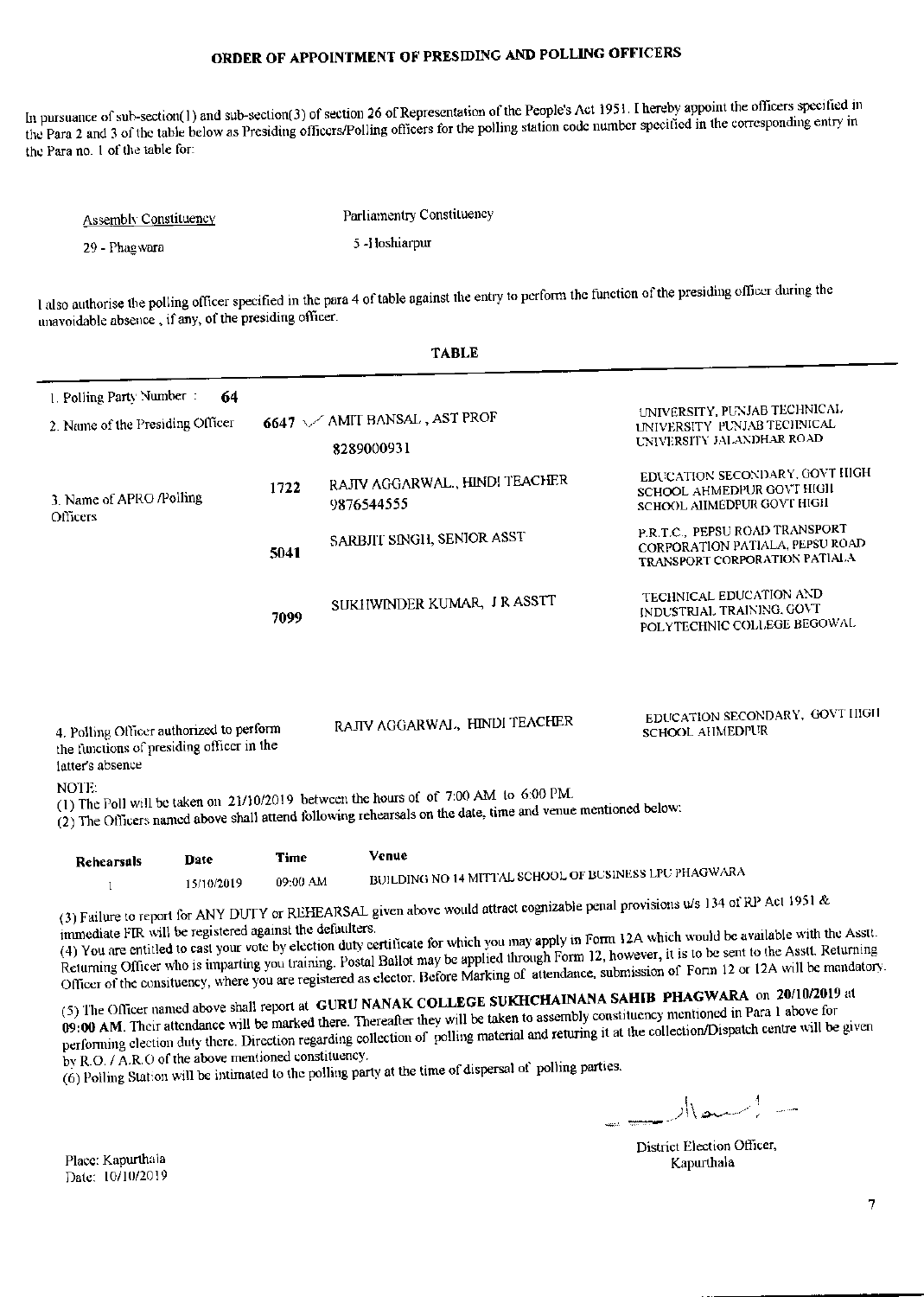# ORDER OF APPOINTMENT OF PRESIDING AND POLLING OFFICERS

In pursuance of sub-section(1) and sub-section(3) of section 26 of Representation of the People's Act 1951. I hereby appoint the officers specified in the Para 2 and 3 of the table below as Presiding officers/Polling officers for the polling station code number specified in the corresponding entry in the Para no. 1 of the table for:

| Assembly Constituency | Parliamentry Constituency |
|---|---|
| 29 - Phagwara | 5 -Hoshiarpur |

I also authorise the polling officer specified in the para 4 of table against the entry to perform the function of the presiding officer during the unavoidable absence , if any, of the presiding officer.

## TABLE

| | | | |
|---|---|---|---|
| 1. Polling Party Number : 64 | | | |
| 2. Name of the Presiding Officer | 6647 | AMIT BANSAL , AST PROF<br>8289000931 | UNIVERSITY, PUNJAB TECHNICAL UNIVERSITY PUNJAB TECHNICAL UNIVERSITY JALANDHAR ROAD |
| 3. Name of APRO /Polling Officers | 1722 | RAJIV AGGARWAL., HINDI TEACHER<br>9876544555 | EDUCATION SECONDARY, GOVT HIGH SCHOOL AHMEDPUR GOVT HIGH SCHOOL AHMEDPUR GOVT HIGH |
| | 5041 | SARBJIT SINGH, SENIOR ASST | P.R.T.C., PEPSU ROAD TRANSPORT CORPORATION PATIALA, PEPSU ROAD TRANSPORT CORPORATION PATIALA |
| | 7099 | SUKHWINDER KUMAR, J R ASSTT | TECHNICAL EDUCATION AND INDUSTRIAL TRAINING, GOVT POLYTECHNIC COLLEGE BEGOWAL |
| 4. Polling Officer authorized to perform the functions of presiding officer in the latter's absence | | RAJIV AGGARWAL, HINDI TEACHER | EDUCATION SECONDARY, GOVT HIGH SCHOOL AHMEDPUR |

NOTE:

(1) The Poll will be taken on 21/10/2019 between the hours of of 7:00 AM to 6:00 PM.

(2) The Officers named above shall attend following rehearsals on the date, time and venue mentioned below:

| Rehearsals | Date | Time | Venue |
|---|---|---|---|
| 1 | 15/10/2019 | 09:00 AM | BUILDING NO 14 MITTAL SCHOOL OF BUSINESS LPU PHAGWARA |

(3) Failure to report for ANY DUTY or REHEARSAL given above would attract cognizable penal provisions u/s 134 of RP Act 1951 & immediate FIR will be registered against the defaulters.

(4) You are entitled to cast your vote by election duty certificate for which you may apply in Form 12A which would be available with the Asstt. Returning Officer who is imparting you training. Postal Ballot may be applied through Form 12, however, it is to be sent to the Asstt. Returning Officer of the consituency, where you are registered as elector. Before Marking of attendance, submission of Form 12 or 12A will be mandatory.

(5) The Officer named above shall report at **GURU NANAK COLLEGE SUKHCHAINANA SAHIB PHAGWARA** on **20/10/2019** at **09:00 AM**. Their attendance will be marked there. Thereafter they will be taken to assembly constituency mentioned in Para 1 above for performing election duty there. Direction regarding collection of polling material and returing it at the collection/Dispatch centre will be given by R.O. / A.R.O of the above mentioned constituency.

(6) Polling Station will be intimated to the polling party at the time of dispersal of polling parties.

District Election Officer,
Kapurthala

Place: Kapurthala
Date: 10/10/2019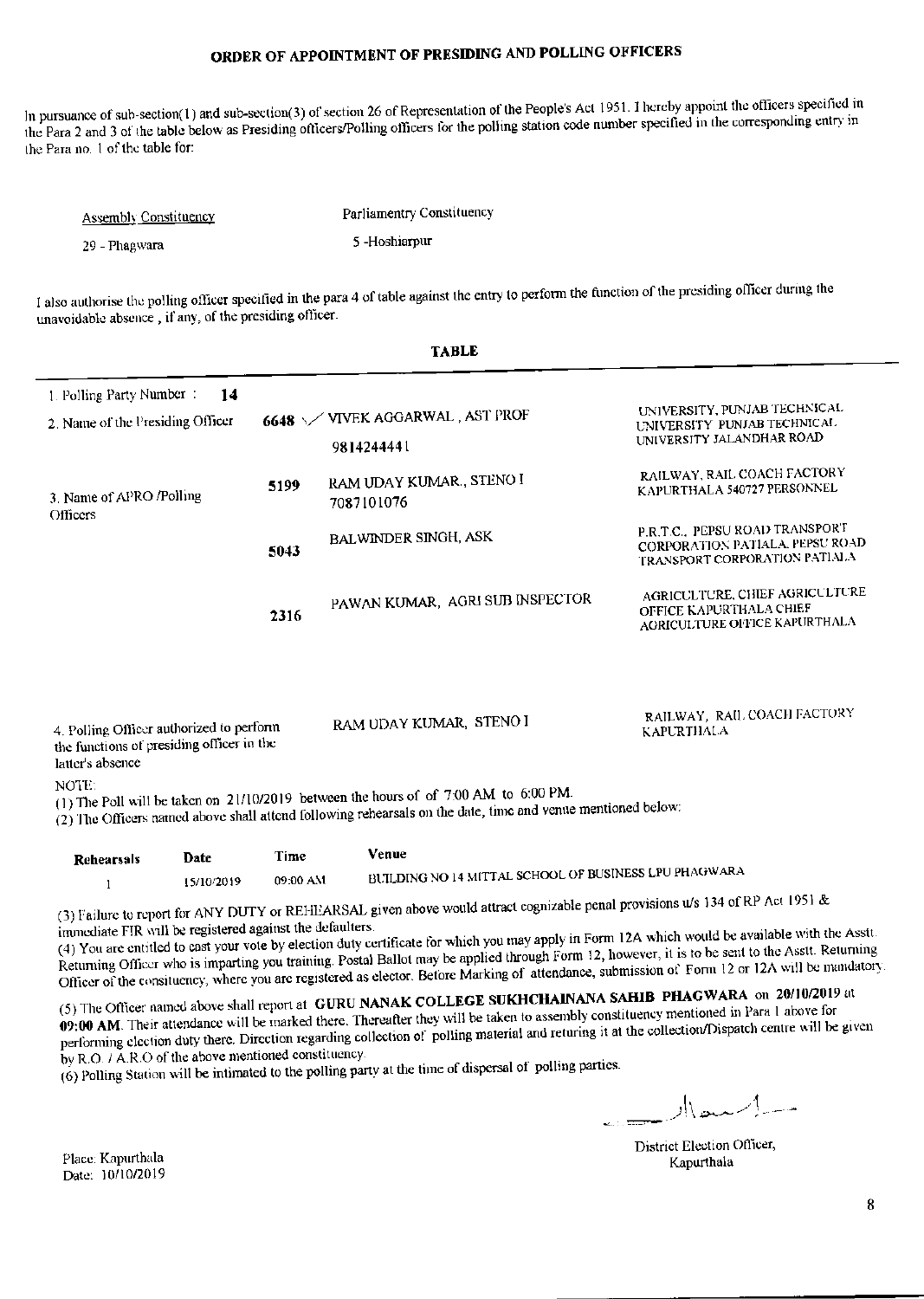# ORDER OF APPOINTMENT OF PRESIDING AND POLLING OFFICERS

In pursuance of sub-section(1) and sub-section(3) of section 26 of Representation of the People's Act 1951. I hereby appoint the officers specified in the Para 2 and 3 of the table below as Presiding officers/Polling officers for the polling station code number specified in the corresponding entry in the Para no. 1 of the table for:

| Assembly Constituency | Parliamentry Constituency |
|---|---|
| 29 - Phagwara | 5 -Hoshiarpur |

I also authorise the polling officer specified in the para 4 of table against the entry to perform the function of the presiding officer during the unavoidable absence , if any, of the presiding officer.

**TABLE**

| | | | |
|---|---|---|---|
| 1. Polling Party Number : **14** | | | |
| 2. Name of the Presiding Officer | **6648** | VIVEK AGGARWAL , AST PROF<br>9814244441 | UNIVERSITY, PUNJAB TECHNICAL UNIVERSITY PUNJAB TECHNICAL UNIVERSITY JALANDHAR ROAD |
| 3. Name of APRO /Polling Officers | **5199** | RAM UDAY KUMAR., STENO I<br>7087101076 | RAILWAY, RAIL COACH FACTORY KAPURTHALA 540727 PERSONNEL |
| | **5043** | BALWINDER SINGH, ASK | P.R.T.C., PEPSU ROAD TRANSPORT CORPORATION PATIALA, PEPSU ROAD TRANSPORT CORPORATION PATIALA |
| | **2316** | PAWAN KUMAR, AGRI SUB INSPECTOR | AGRICULTURE, CHIEF AGRICULTURE OFFICE KAPURTHALA CHIEF AGRICULTURE OFFICE KAPURTHALA |
| 4. Polling Officer authorized to perform the functions of presiding officer in the latter's absence | | RAM UDAY KUMAR, STENO I | RAILWAY, RAIL COACH FACTORY KAPURTHALA |

NOTE:

(1) The Poll will be taken on 21/10/2019 between the hours of of 7:00 AM to 6:00 PM.

(2) The Officers named above shall attend following rehearsals on the date, time and venue mentioned below:

| Rehearsals | Date | Time | Venue |
|---|---|---|---|
| 1 | 15/10/2019 | 09:00 AM | BUILDING NO 14 MITTAL SCHOOL OF BUSINESS LPU PHAGWARA |

(3) Failure to report for ANY DUTY or REHEARSAL given above would attract cognizable penal provisions u/s 134 of RP Act 1951 & immediate FIR will be registered against the defaulters.

(4) You are entitled to cast your vote by election duty certificate for which you may apply in Form 12A which would be available with the Asstt. Returning Officer who is imparting you training. Postal Ballot may be applied through Form 12, however, it is to be sent to the Asstt. Returning Officer of the consituency, where you are registered as elector. Before Marking of attendance, submission of Form 12 or 12A will be mandatory.

(5) The Officer named above shall report at **GURU NANAK COLLEGE SUKHCHAINANA SAHIB PHAGWARA** on **20/10/2019** at **09:00 AM**. Their attendance will be marked there. Thereafter they will be taken to assembly constituency mentioned in Para 1 above for performing election duty there. Direction regarding collection of polling material and returing it at the collection/Dispatch centre will be given by R.O. / A.R.O of the above mentioned constituency.

(6) Polling Station will be intimated to the polling party at the time of dispersal of polling parties.

Place: Kapurthala
Date: 10/10/2019

District Election Officer,
Kapurthala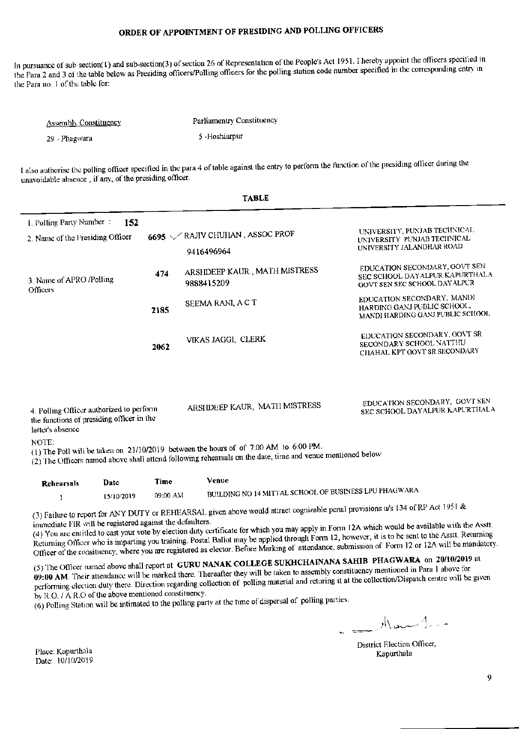## ORDER OF APPOINTMENT OF PRESIDING AND POLLING OFFICERS

In pursuance of sub-section(1) and sub-section(3) of section 26 of Representation of the People's Act 1951. I hereby appoint the officers specified in the Para 2 and 3 of the table below as Presiding officers/Polling officers for the polling station code number specified in the corresponding entry in the Para no. 1 of the table for:

| Assembly Constituency | Parliamentry Constituency |
|---|---|
| 29 - Phagwara | 5 -Hoshiarpur |

I also authorise the polling officer specified in the para 4 of table against the entry to perform the function of the presiding officer during the unavoidable absence , if any, of the presiding officer.

**TABLE**

| | | | |
|---|---|---|---|
| 1. Polling Party Number : **152** | | | |
| 2. Name of the Presiding Officer | 6695 ✓ | RAJIV CHUHAN , ASSOC PROF<br>9416496964 | UNIVERSITY, PUNJAB TECHNICAL UNIVERSITY PUNJAB TECHNICAL UNIVERSITY JALANDHAR ROAD |
| 3. Name of APRO /Polling Officers | 474 | ARSHDEEP KAUR , MATH MISTRESS<br>9888415209 | EDUCATION SECONDARY, GOVT SEN SEC SCHOOL DAYALPUR KAPURTHALA GOVT SEN SEC SCHOOL DAYALPUR |
| | 2185 | SEEMA RANI, A C T | EDUCATION SECONDARY, MANDI HARDING GANJ PUBLIC SCHOOL, MANDI HARDING GANJ PUBLIC SCHOOL |
| | 2062 | VIKAS JAGGI, CLERK | EDUCATION SECONDARY, GOVT SR SECONDARY SCHOOL NATTHU CHAHAL KPT GOVT SR SECONDARY |
| 4. Polling Officer authorized to perform the functions of presiding officer in the latter's absence | | ARSHDEEP KAUR, MATH MISTRESS | EDUCATION SECONDARY, GOVT SEN SEC SCHOOL DAYALPUR KAPURTHALA |

NOTE:

(1) The Poll will be taken on 21/10/2019 between the hours of of 7:00 AM to 6:00 PM.

(2) The Officers named above shall attend following rehearsals on the date, time and venue mentioned below:

| Rehearsals | Date | Time | Venue |
|---|---|---|---|
| 1 | 15/10/2019 | 09:00 AM | BUILDING NO 14 MITTAL SCHOOL OF BUSINESS LPU PHAGWARA |

(3) Failure to report for ANY DUTY or REHEARSAL given above would attract cognizable penal provisions u/s 134 of RP Act 1951 & immediate FIR will be registered against the defaulters.

(4) You are entitled to cast your vote by election duty certificate for which you may apply in Form 12A which would be available with the Asstt. Returning Officer who is imparting you training. Postal Ballot may be applied through Form 12, however, it is to be sent to the Asstt. Returning Officer of the consituency, where you are registered as elector. Before Marking of attendance, submission of Form 12 or 12A will be mandatory.

(5) The Officer named above shall report at **GURU NANAK COLLEGE SUKHCHAINANA SAHIB PHAGWARA** on **20/10/2019** at **09:00 AM**. Their attendance will be marked there. Thereafter they will be taken to assembly constituency mentioned in Para 1 above for performing election duty there. Direction regarding collection of polling material and returing it at the collection/Dispatch centre will be given by R.O. / A.R.O of the above mentioned constituency.

(6) Polling Station will be intimated to the polling party at the time of dispersal of polling parties.

District Election Officer,
Kapurthala

Place: Kapurthala
Date: 10/10/2019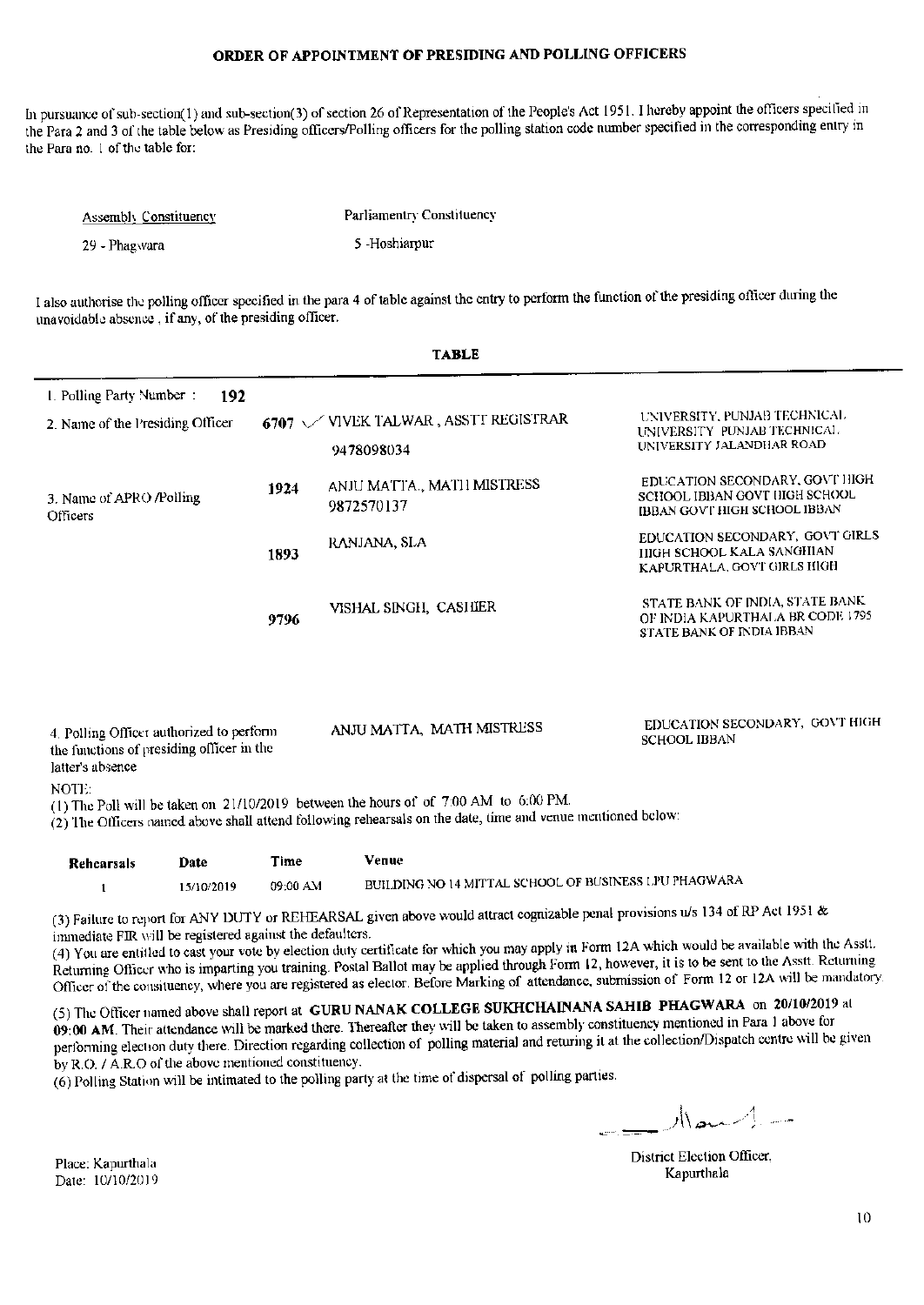# ORDER OF APPOINTMENT OF PRESIDING AND POLLING OFFICERS

In pursuance of sub-section(1) and sub-section(3) of section 26 of Representation of the People's Act 1951. I hereby appoint the officers specified in the Para 2 and 3 of the table below as Presiding officers/Polling officers for the polling station code number specified in the corresponding entry in the Para no. 1 of the table for:

| Assembly Constituency | Parliamentry Constituency |
|---|---|
| 29 - Phagwara | 5 -Hoshiarpur |

I also authorise the polling officer specified in the para 4 of table against the entry to perform the function of the presiding officer during the unavoidable absence , if any, of the presiding officer.

**TABLE**

| | | | |
|---|---|---|---|
| 1. Polling Party Number : 192 | | | |
| 2. Name of the Presiding Officer | 6707 | VIVEK TALWAR , ASSTT REGISTRAR<br>9478098034 | UNIVERSITY, PUNJAB TECHNICAL UNIVERSITY PUNJAB TECHNICAL UNIVERSITY JALANDHAR ROAD |
| 3. Name of APRO /Polling Officers | 1924 | ANJU MATTA., MATH MISTRESS<br>9872570137 | EDUCATION SECONDARY, GOVT HIGH SCHOOL IBBAN GOVT HIGH SCHOOL IBBAN GOVT HIGH SCHOOL IBBAN |
| | 1893 | RANJANA, SLA | EDUCATION SECONDARY, GOVT GIRLS HIGH SCHOOL KALA SANGHIAN KAPURTHALA, GOVT GIRLS HIGH |
| | 9796 | VISHAL SINGH, CASHIER | STATE BANK OF INDIA, STATE BANK OF INDIA KAPURTHALA BR CODE 1795 STATE BANK OF INDIA IBBAN |
| 4. Polling Officer authorized to perform the functions of presiding officer in the latter's absence | | ANJU MATTA, MATH MISTRESS | EDUCATION SECONDARY, GOVT HIGH SCHOOL IBBAN |

NOTE:

(1) The Poll will be taken on 21/10/2019 between the hours of of 7:00 AM to 6:00 PM.

(2) The Officers named above shall attend following rehearsals on the date, time and venue mentioned below:

| Rehearsals | Date | Time | Venue |
|---|---|---|---|
| 1 | 15/10/2019 | 09:00 AM | BUILDING NO 14 MITTAL SCHOOL OF BUSINESS LPU PHAGWARA |

(3) Failure to report for ANY DUTY or REHEARSAL given above would attract cognizable penal provisions u/s 134 of RP Act 1951 & immediate FIR will be registered against the defaulters.

(4) You are entitled to cast your vote by election duty certificate for which you may apply in Form 12A which would be available with the Asstt. Returning Officer who is imparting you training. Postal Ballot may be applied through Form 12, however, it is to be sent to the Asstt. Returning Officer of the consituency, where you are registered as elector. Before Marking of attendance, submission of Form 12 or 12A will be mandatory.

(5) The Officer named above shall report at **GURU NANAK COLLEGE SUKHCHAINANA SAHIB PHAGWARA** on **20/10/2019** at **09:00 AM**. Their attendance will be marked there. Thereafter they will be taken to assembly constituency mentioned in Para 1 above for performing election duty there. Direction regarding collection of polling material and returing it at the collection/Dispatch centre will be given by R.O. / A.R.O of the above mentioned constituency.

(6) Polling Station will be intimated to the polling party at the time of dispersal of polling parties.

Place: Kapurthala
Date: 10/10/2019

District Election Officer,
Kapurthala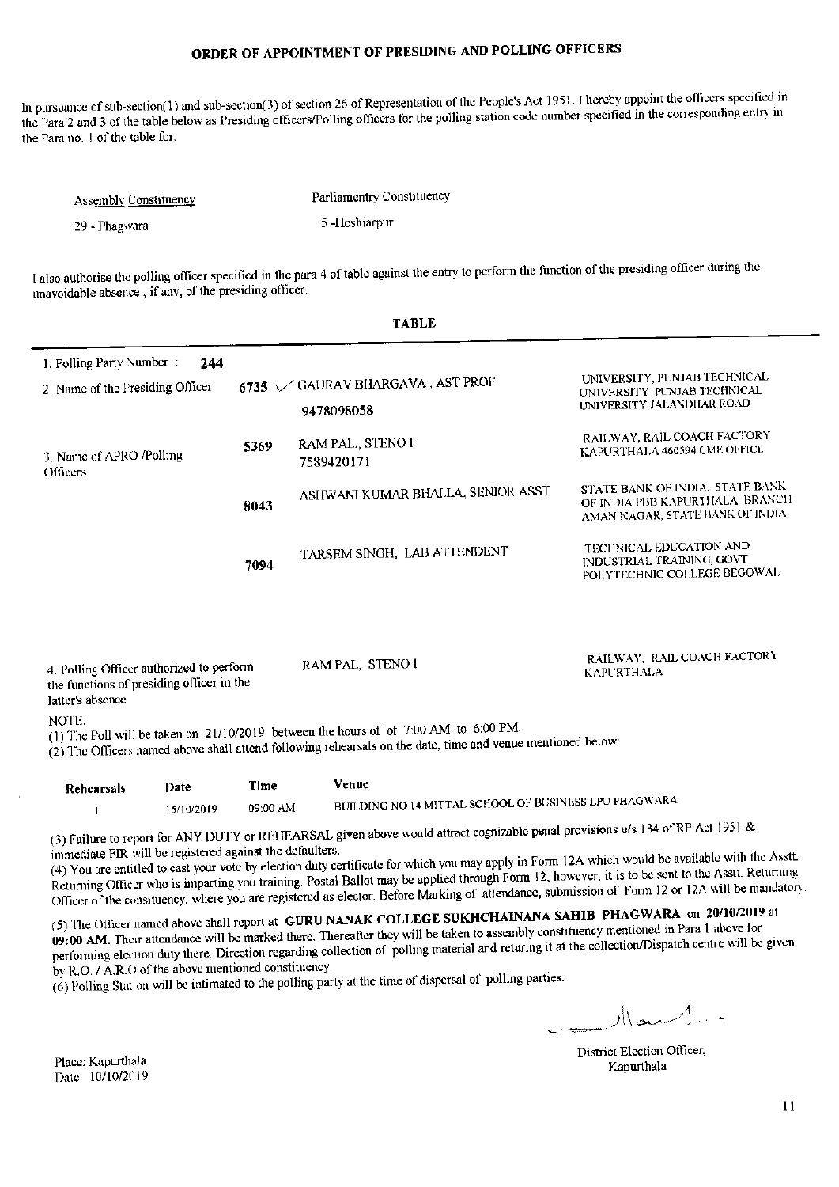# ORDER OF APPOINTMENT OF PRESIDING AND POLLING OFFICERS

In pursuance of sub-section(1) and sub-section(3) of section 26 of Representation of the People's Act 1951. I hereby appoint the officers specified in the Para 2 and 3 of the table below as Presiding officers/Polling officers for the polling station code number specified in the corresponding entry in the Para no. 1 of the table for.

| Assembly Constituency | Parliamentry Constituency |
|---|---|
| 29 - Phagwara | 5 -Hoshiarpur |

I also authorise the polling officer specified in the para 4 of table against the entry to perform the function of the presiding officer during the unavoidable absence , if any, of the presiding officer.

**TABLE**

| | | | |
|---|---|---|---|
| 1. Polling Party Number : **244** | | | |
| 2. Name of the Presiding Officer | **6735** | GAURAV BHARGAVA , AST PROF<br>9478098058 | UNIVERSITY, PUNJAB TECHNICAL UNIVERSITY PUNJAB TECHNICAL UNIVERSITY JALANDHAR ROAD |
| 3. Name of APRO /Polling Officers | **5369** | RAM PAL., STENO I<br>7589420171 | RAILWAY, RAIL COACH FACTORY KAPURTHALA 460594 CME OFFICE |
| | **8043** | ASHWANI KUMAR BHALLA, SENIOR ASST | STATE BANK OF INDIA, STATE BANK OF INDIA PBB KAPURTHALA BRANCH AMAN NAGAR, STATE BANK OF INDIA |
| | **7094** | TARSEM SINGH, LAB ATTENDENT | TECHNICAL EDUCATION AND INDUSTRIAL TRAINING, GOVT POLYTECHNIC COLLEGE BEGOWAL |
| 4. Polling Officer authorized to perform the functions of presiding officer in the latter's absence | | RAM PAL, STENO I | RAILWAY, RAIL COACH FACTORY KAPURTHALA |

NOTE:

(1) The Poll will be taken on 21/10/2019 between the hours of of 7:00 AM to 6:00 PM.

(2) The Officers named above shall attend following rehearsals on the date, time and venue mentioned below:

| Rehearsals | Date | Time | Venue |
|---|---|---|---|
| 1 | 15/10/2019 | 09:00 AM | BUILDING NO 14 MITTAL SCHOOL OF BUSINESS LPU PHAGWARA |

(3) Failure to report for ANY DUTY or REHEARSAL given above would attract cognizable penal provisions u/s 134 of RP Act 1951 & immediate FIR will be registered against the defaulters.

(4) You are entitled to cast your vote by election duty certificate for which you may apply in Form 12A which would be available with the Asstt. Returning Officer who is imparting you training. Postal Ballot may be applied through Form 12, however, it is to be sent to the Asstt. Returning Officer of the consituency, where you are registered as elector. Before Marking of attendance, submission of Form 12 or 12A will be mandatory.

(5) The Officer named above shall report at **GURU NANAK COLLEGE SUKHCHAINANA SAHIB PHAGWARA** on **20/10/2019** at **09:00 AM**. Their attendance will be marked there. Thereafter they will be taken to assembly constituency mentioned in Para 1 above for performing election duty there. Direction regarding collection of polling material and returing it at the collection/Dispatch centre will be given by R.O. / A.R.O of the above mentioned constituency.

(6) Polling Station will be intimated to the polling party at the time of dispersal of polling parties.

District Election Officer,
Kapurthala

Place: Kapurthala
Date: 10/10/2019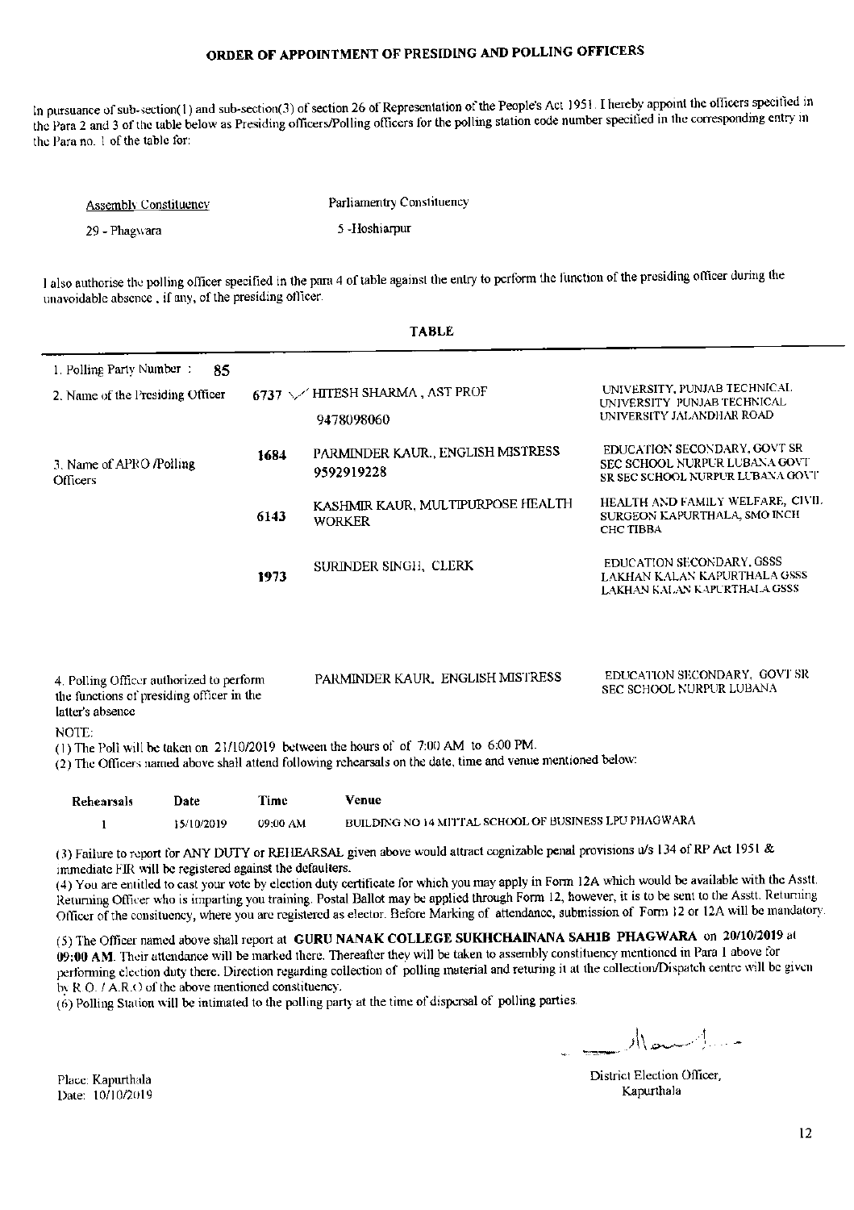# ORDER OF APPOINTMENT OF PRESIDING AND POLLING OFFICERS

In pursuance of sub-section(1) and sub-section(3) of section 26 of Representation of the People's Act 1951. I hereby appoint the officers specified in the Para 2 and 3 of the table below as Presiding officers/Polling officers for the polling station code number specified in the corresponding entry in the Para no. 1 of the table for:

| Assembly Constituency | Parliamentry Constituency |
|---|---|
| 29 - Phagwara | 5 -Hoshiarpur |

I also authorise the polling officer specified in the para 4 of table against the entry to perform the function of the presiding officer during the unavoidable absence , if any, of the presiding officer.

**TABLE**

| | | | |
|---|---|---|---|
| 1. Polling Party Number : 85 | | | |
| 2. Name of the Presiding Officer | 6737 | HITESH SHARMA , AST PROF<br>9478098060 | UNIVERSITY, PUNJAB TECHNICAL UNIVERSITY PUNJAB TECHNICAL UNIVERSITY JALANDHAR ROAD |
| 3. Name of APRO /Polling Officers | 1684 | PARMINDER KAUR., ENGLISH MISTRESS<br>9592919228 | EDUCATION SECONDARY, GOVT SR SEC SCHOOL NURPUR LUBANA GOVT SR SEC SCHOOL NURPUR LUBANA GOVT |
| | 6143 | KASHMIR KAUR, MULTIPURPOSE HEALTH WORKER | HEALTH AND FAMILY WELFARE, CIVIL SURGEON KAPURTHALA, SMO INCH CHC TIBBA |
| | 1973 | SURINDER SINGH, CLERK | EDUCATION SECONDARY, GSSS LAKHAN KALAN KAPURTHALA GSSS LAKHAN KALAN KAPURTHALA GSSS |
| 4. Polling Officer authorized to perform the functions of presiding officer in the latter's absence | | PARMINDER KAUR, ENGLISH MISTRESS | EDUCATION SECONDARY, GOVT SR SEC SCHOOL NURPUR LUBANA |

NOTE:

(1) The Poll will be taken on 21/10/2019 between the hours of of 7:00 AM to 6:00 PM.

(2) The Officers named above shall attend following rehearsals on the date, time and venue mentioned below:

| Rehearsals | Date | Time | Venue |
|---|---|---|---|
| 1 | 15/10/2019 | 09:00 AM | BUILDING NO 14 MITTAL SCHOOL OF BUSINESS LPU PHAGWARA |

(3) Failure to report for ANY DUTY or REHEARSAL given above would attract cognizable penal provisions u/s 134 of RP Act 1951 & immediate FIR will be registered against the defaulters.

(4) You are entitled to cast your vote by election duty certificate for which you may apply in Form 12A which would be available with the Asstt. Returning Officer who is imparting you training. Postal Ballot may be applied through Form 12, however, it is to be sent to the Asstt. Returning Officer of the consituency, where you are registered as elector. Before Marking of attendance, submission of Form 12 or 12A will be mandatory.

(5) The Officer named above shall report at **GURU NANAK COLLEGE SUKHCHAINANA SAHIB PHAGWARA** on **20/10/2019** at **09:00 AM**. Their attendance will be marked there. Thereafter they will be taken to assembly constituency mentioned in Para 1 above for performing election duty there. Direction regarding collection of polling material and returing it at the collection/Dispatch centre will be given by R.O. / A.R.O of the above mentioned constituency.

(6) Polling Station will be intimated to the polling party at the time of dispersal of polling parties.

Place: Kapurthala
Date: 10/10/2019

District Election Officer,
Kapurthala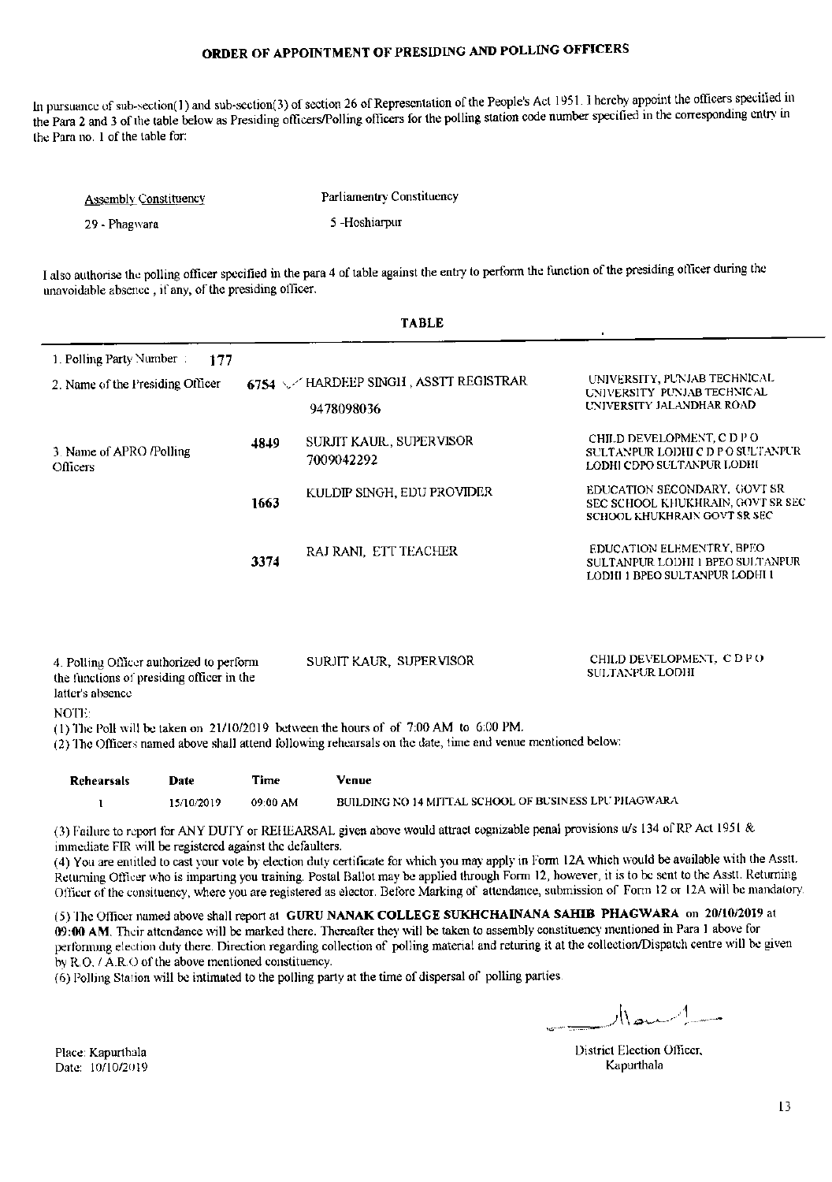# ORDER OF APPOINTMENT OF PRESIDING AND POLLING OFFICERS

In pursuance of sub-section(1) and sub-section(3) of section 26 of Representation of the People's Act 1951. I hereby appoint the officers specified in the Para 2 and 3 of the table below as Presiding officers/Polling officers for the polling station code number specified in the corresponding entry in the Para no. 1 of the table for:

| Assembly Constituency | Parliamentry Constituency |
|---|---|
| 29 - Phagwara | 5 -Hoshiarpur |

I also authorise the polling officer specified in the para 4 of table against the entry to perform the function of the presiding officer during the unavoidable absence , if any, of the presiding officer.

**TABLE**

| | | | |
|---|---|---|---|
| 1. Polling Party Number : 177 | | | |
| 2. Name of the Presiding Officer | 6754 | HARDEEP SINGH , ASSTT REGISTRAR 9478098036 | UNIVERSITY, PUNJAB TECHNICAL UNIVERSITY PUNJAB TECHNICAL UNIVERSITY JALANDHAR ROAD |
| 3. Name of APRO /Polling Officers | 4849 | SURJIT KAUR, SUPERVISOR 7009042292 | CHILD DEVELOPMENT, C D P O SULTANPUR LODHI C D P O SULTANPUR LODHI CDPO SULTANPUR LODHI |
| | 1663 | KULDIP SINGH, EDU PROVIDER | EDUCATION SECONDARY, GOVT SR SEC SCHOOL KHUKHRAIN, GOVT SR SEC SCHOOL KHUKHRAIN GOVT SR SEC |
| | 3374 | RAJ RANI, ETT TEACHER | EDUCATION ELEMENTRY, BPEO SULTANPUR LODHI 1 BPEO SULTANPUR LODHI 1 BPEO SULTANPUR LODHI 1 |
| 4. Polling Officer authorized to perform the functions of presiding officer in the latter's absence | | SURJIT KAUR, SUPERVISOR | CHILD DEVELOPMENT, C D P O SULTANPUR LODHI |

NOTE:

(1) The Poll will be taken on 21/10/2019 between the hours of of 7:00 AM to 6:00 PM.

(2) The Officers named above shall attend following rehearsals on the date, time and venue mentioned below:

| Rehearsals | Date | Time | Venue |
|---|---|---|---|
| 1 | 15/10/2019 | 09:00 AM | BUILDING NO 14 MITTAL SCHOOL OF BUSINESS LPU PHAGWARA |

(3) Failure to report for ANY DUTY or REHEARSAL given above would attract cognizable penal provisions u/s 134 of RP Act 1951 & immediate FIR will be registered against the defaulters.

(4) You are entitled to cast your vote by election duty certificate for which you may apply in Form 12A which would be available with the Asstt. Returning Officer who is imparting you training. Postal Ballot may be applied through Form 12, however, it is to be sent to the Asstt. Returning Officer of the consituency, where you are registered as elector. Before Marking of attendance, submission of Form 12 or 12A will be mandatory.

(5) The Officer named above shall report at **GURU NANAK COLLEGE SUKHCHAINANA SAHIB PHAGWARA** on **20/10/2019** at **09:00 AM**. Their attendance will be marked there. Thereafter they will be taken to assembly constituency mentioned in Para 1 above for performing election duty there. Direction regarding collection of polling material and returing it at the collection/Dispatch centre will be given by R.O. / A.R.O of the above mentioned constituency.

(6) Polling Station will be intimated to the polling party at the time of dispersal of polling parties.

Place: Kapurthala
Date: 10/10/2019

District Election Officer,
Kapurthala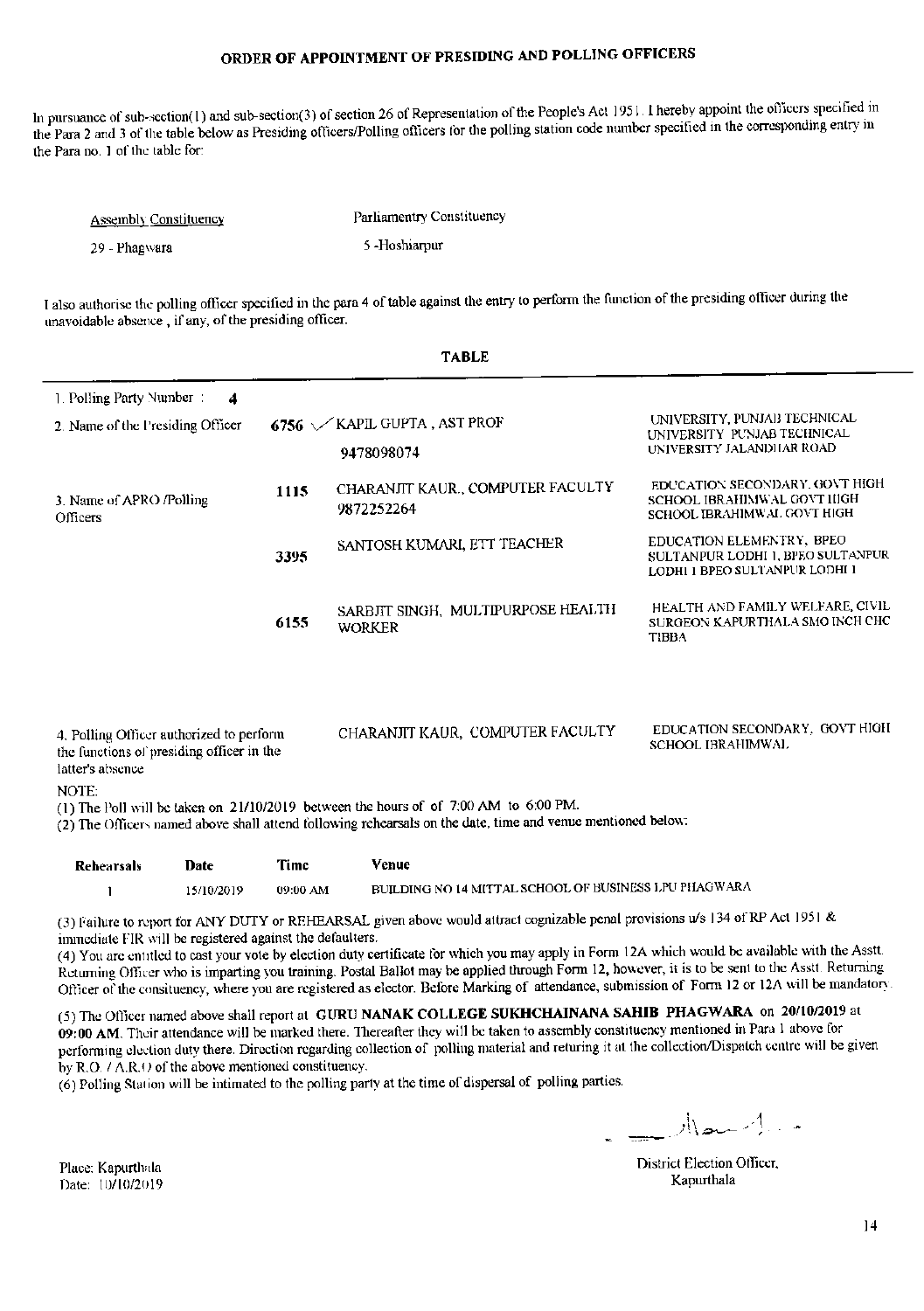# ORDER OF APPOINTMENT OF PRESIDING AND POLLING OFFICERS

In pursuance of sub-section(1) and sub-section(3) of section 26 of Representation of the People's Act 1951. I hereby appoint the officers specified in the Para 2 and 3 of the table below as Presiding officers/Polling officers for the polling station code number specified in the corresponding entry in the Para no. 1 of the table for:

| Assembly Constituency | Parliamentry Constituency |
|---|---|
| 29 - Phagwara | 5 -Hoshiarpur |

I also authorise the polling officer specified in the para 4 of table against the entry to perform the function of the presiding officer during the unavoidable absence , if any, of the presiding officer.

## TABLE

| | | | |
|---|---|---|---|
| 1. Polling Party Number : **4** | | | |
| 2. Name of the Presiding Officer | **6756** | KAPIL GUPTA , AST PROF 9478098074 | UNIVERSITY, PUNJAB TECHNICAL UNIVERSITY PUNJAB TECHNICAL UNIVERSITY JALANDHAR ROAD |
| 3. Name of APRO /Polling Officers | **1115** | CHARANJIT KAUR., COMPUTER FACULTY 9872252264 | EDUCATION SECONDARY, GOVT HIGH SCHOOL IBRAHIMWAL GOVT HIGH SCHOOL IBRAHIMWAL GOVT HIGH |
| | **3395** | SANTOSH KUMARI, ETT TEACHER | EDUCATION ELEMENTRY, BPEO SULTANPUR LODHI 1, BPEO SULTANPUR LODHI 1 BPEO SULTANPUR LODHI 1 |
| | **6155** | SARBJIT SINGH, MULTIPURPOSE HEALTH WORKER | HEALTH AND FAMILY WELFARE, CIVIL SURGEON KAPURTHALA SMO INCH CHC TIBBA |
| 4. Polling Officer authorized to perform the functions of presiding officer in the latter's absence | | CHARANJIT KAUR, COMPUTER FACULTY | EDUCATION SECONDARY, GOVT HIGH SCHOOL IBRAHIMWAL |

NOTE:

(1) The Poll will be taken on 21/10/2019 between the hours of of 7:00 AM to 6:00 PM.

(2) The Officers named above shall attend following rehearsals on the date, time and venue mentioned below:

| Rehearsals | Date | Time | Venue |
|---|---|---|---|
| 1 | 15/10/2019 | 09:00 AM | BUILDING NO 14 MITTAL SCHOOL OF BUSINESS LPU PHAGWARA |

(3) Failure to report for ANY DUTY or REHEARSAL given above would attract cognizable penal provisions u/s 134 of RP Act 1951 & immediate FIR will be registered against the defaulters.

(4) You are entitled to cast your vote by election duty certificate for which you may apply in Form 12A which would be available with the Asstt. Returning Officer who is imparting you training. Postal Ballot may be applied through Form 12, however, it is to be sent to the Asstt. Returning Officer of the consituency, where you are registered as elector. Before Marking of attendance, submission of Form 12 or 12A will be mandatory.

(5) The Officer named above shall report at **GURU NANAK COLLEGE SUKHCHAINANA SAHIB PHAGWARA** on **20/10/2019** at **09:00 AM**. Their attendance will be marked there. Thereafter they will be taken to assembly constituency mentioned in Para 1 above for performing election duty there. Direction regarding collection of polling material and returing it at the collection/Dispatch centre will be given by R.O. / A.R.O of the above mentioned constituency.

(6) Polling Station will be intimated to the polling party at the time of dispersal of polling parties.

Place: Kapurthala
Date: 10/10/2019

District Election Officer,
Kapurthala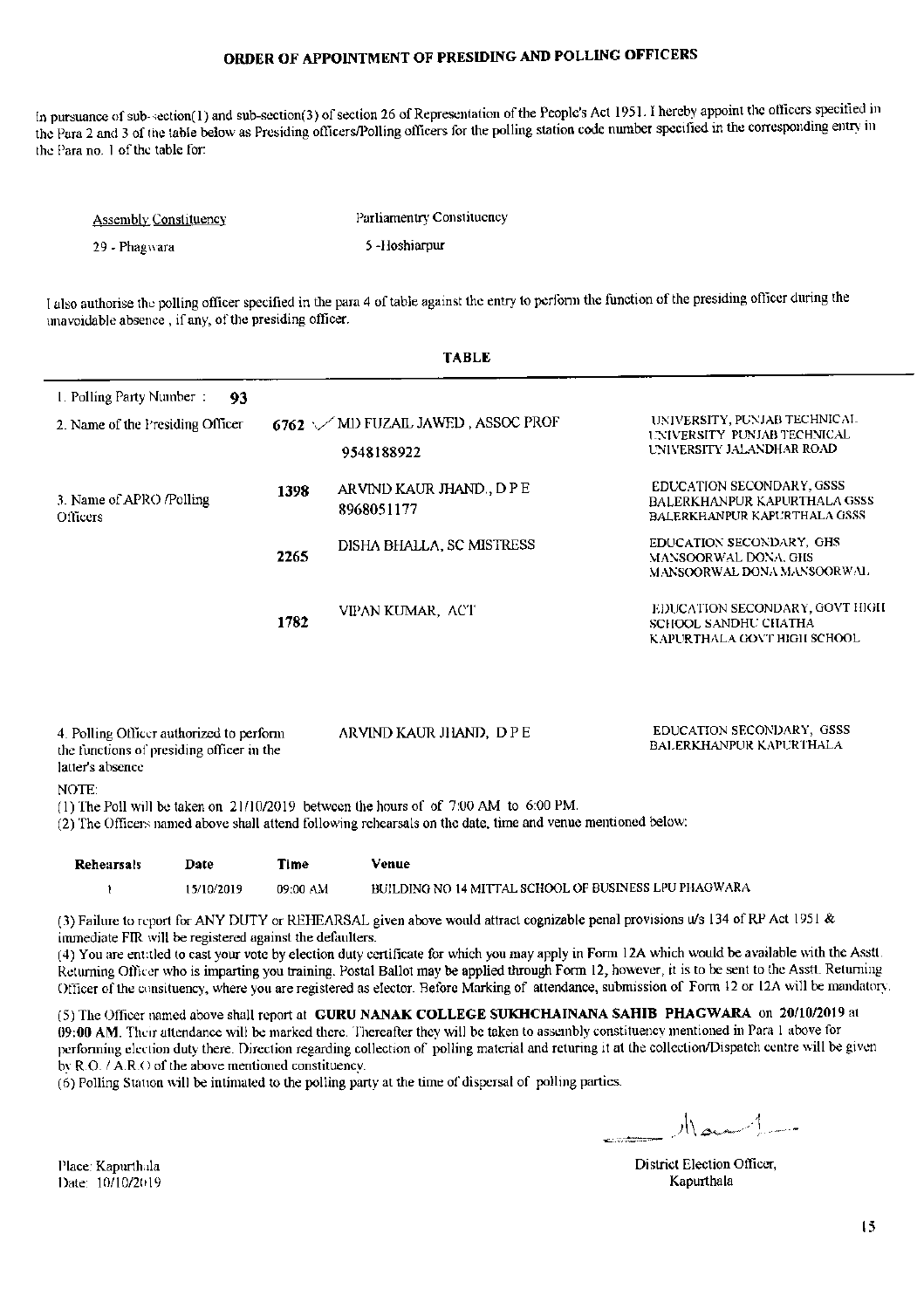## ORDER OF APPOINTMENT OF PRESIDING AND POLLING OFFICERS

In pursuance of sub-section(1) and sub-section(3) of section 26 of Representation of the People's Act 1951. I hereby appoint the officers specified in the Para 2 and 3 of the table below as Presiding officers/Polling officers for the polling station code number specified in the corresponding entry in the Para no. 1 of the table for:

| Assembly Constituency | Parliamentry Constituency |
|---|---|
| 29 - Phagwara | 5 -Hoshiarpur |

I also authorise the polling officer specified in the para 4 of table against the entry to perform the function of the presiding officer during the unavoidable absence , if any, of the presiding officer.

**TABLE**

| | | | |
|---|---|---|---|
| 1. Polling Party Number : **93** | | | |
| 2. Name of the Presiding Officer | 6762 | MD FUZAIL JAWED , ASSOC PROF 9548188922 | UNIVERSITY, PUNJAB TECHNICAL UNIVERSITY PUNJAB TECHNICAL UNIVERSITY JALANDHAR ROAD |
| 3. Name of APRO /Polling Officers | 1398 | ARVIND KAUR JHAND., D P E 8968051177 | EDUCATION SECONDARY, GSSS BALERKHANPUR KAPURTHALA GSSS BALERKHANPUR KAPURTHALA GSSS |
| | 2265 | DISHA BHALLA, SC MISTRESS | EDUCATION SECONDARY, GHS MANSOORWAL DONA. GHS MANSOORWAL DONA MANSOORWAL |
| | 1782 | VIPAN KUMAR, ACT | EDUCATION SECONDARY, GOVT HIGH SCHOOL SANDHU CHATHA KAPURTHALA GOVT HIGH SCHOOL |
| 4. Polling Officer authorized to perform the functions of presiding officer in the latter's absence | | ARVIND KAUR JHAND, D P E | EDUCATION SECONDARY, GSSS BALERKHANPUR KAPURTHALA |

NOTE:

(1) The Poll will be taken on 21/10/2019 between the hours of of 7:00 AM to 6:00 PM.

(2) The Officers named above shall attend following rehearsals on the date, time and venue mentioned below:

| Rehearsals | Date | Time | Venue |
|---|---|---|---|
| 1 | 15/10/2019 | 09:00 AM | BUILDING NO 14 MITTAL SCHOOL OF BUSINESS LPU PHAGWARA |

(3) Failure to report for ANY DUTY or REHEARSAL given above would attract cognizable penal provisions u/s 134 of RP Act 1951 & immediate FIR will be registered against the defaulters.

(4) You are entitled to cast your vote by election duty certificate for which you may apply in Form 12A which would be available with the Asstt. Returning Officer who is imparting you training. Postal Ballot may be applied through Form 12, however, it is to be sent to the Asstt. Returning Officer of the constituency, where you are registered as elector. Before Marking of attendance, submission of Form 12 or 12A will be mandatory.

(5) The Officer named above shall report at **GURU NANAK COLLEGE SUKHCHAINANA SAHIB PHAGWARA** on **20/10/2019** at **09:00 AM**. Their attendance will be marked there. Thereafter they will be taken to assembly constituency mentioned in Para 1 above for performing election duty there. Direction regarding collection of polling material and returing it at the collection/Dispatch centre will be given by R.O. / A.R.O of the above mentioned constituency.

(6) Polling Station will be intimated to the polling party at the time of dispersal of polling parties.

Place: Kapurthala
Date: 10/10/2019

District Election Officer,
Kapurthala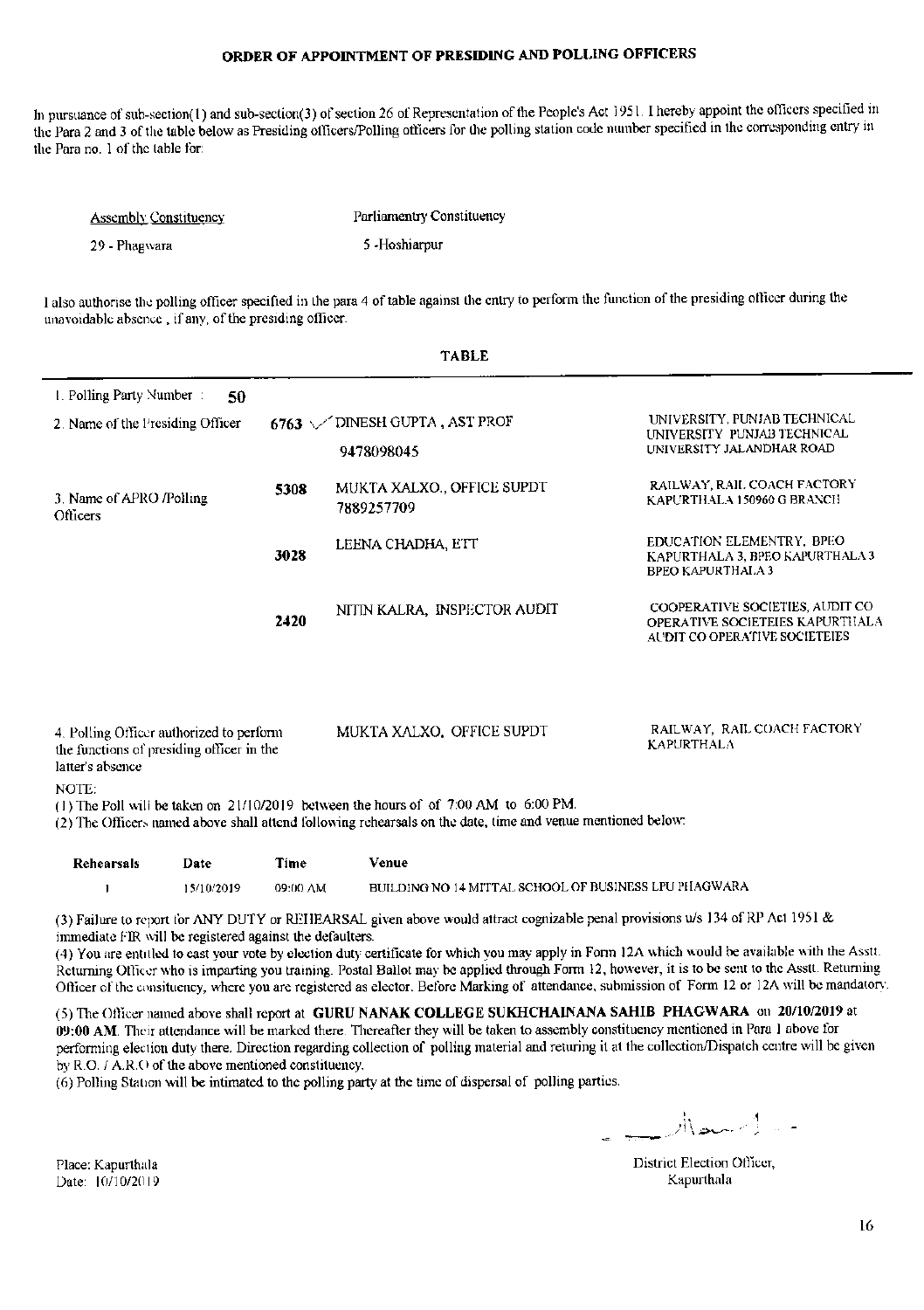## ORDER OF APPOINTMENT OF PRESIDING AND POLLING OFFICERS

In pursuance of sub-section(1) and sub-section(3) of section 26 of Representation of the People's Act 1951. I hereby appoint the officers specified in the Para 2 and 3 of the table below as Presiding officers/Polling officers for the polling station code number specified in the corresponding entry in the Para no. 1 of the table for:

| Assembly Constituency | Parliamentry Constituency |
|---|---|
| 29 - Phagwara | 5 -Hoshiarpur |

I also authorise the polling officer specified in the para 4 of table against the entry to perform the function of the presiding officer during the unavoidable absence , if any, of the presiding officer.

**TABLE**

| | | | |
|---|---|---|---|
| 1. Polling Party Number : **50** | | | |
| 2. Name of the Presiding Officer | 6763 | DINESH GUPTA , AST PROF<br>9478098045 | UNIVERSITY, PUNJAB TECHNICAL UNIVERSITY PUNJAB TECHNICAL UNIVERSITY JALANDHAR ROAD |
| 3. Name of APRO /Polling Officers | 5308 | MUKTA XALXO., OFFICE SUPDT<br>7889257709 | RAILWAY, RAIL COACH FACTORY KAPURTHALA 150960 G BRANCH |
| | 3028 | LEENA CHADHA, ETT | EDUCATION ELEMENTRY, BPEO KAPURTHALA 3, BPEO KAPURTHALA 3 BPEO KAPURTHALA 3 |
| | 2420 | NITIN KALRA, INSPECTOR AUDIT | COOPERATIVE SOCIETIES, AUDIT CO OPERATIVE SOCIETEIES KAPURTHALA AUDIT CO OPERATIVE SOCIETEIES |
| 4. Polling Officer authorized to perform the functions of presiding officer in the latter's absence | | MUKTA XALXO, OFFICE SUPDT | RAILWAY, RAIL COACH FACTORY KAPURTHALA |

NOTE:

(1) The Poll will be taken on 21/10/2019 between the hours of of 7:00 AM to 6:00 PM.

(2) The Officers named above shall attend following rehearsals on the date, time and venue mentioned below:

| Rehearsals | Date | Time | Venue |
|---|---|---|---|
| 1 | 15/10/2019 | 09:00 AM | BUILDING NO 14 MITTAL SCHOOL OF BUSINESS LPU PHAGWARA |

(3) Failure to report for ANY DUTY or REHEARSAL given above would attract cognizable penal provisions u/s 134 of RP Act 1951 & immediate FIR will be registered against the defaulters.

(4) You are entitled to cast your vote by election duty certificate for which you may apply in Form 12A which would be available with the Asstt. Returning Officer who is imparting you training. Postal Ballot may be applied through Form 12, however, it is to be sent to the Asstt. Returning Officer of the consituency, where you are registered as elector. Before Marking of attendance, submission of Form 12 or 12A will be mandatory.

(5) The Officer named above shall report at **GURU NANAK COLLEGE SUKHCHAINANA SAHIB PHAGWARA** on **20/10/2019** at **09:00 AM**. Their attendance will be marked there. Thereafter they will be taken to assembly constituency mentioned in Para 1 above for performing election duty there. Direction regarding collection of polling material and returing it at the collection/Dispatch centre will be given by R.O. / A.R.O of the above mentioned constituency.

(6) Polling Station will be intimated to the polling party at the time of dispersal of polling parties.

Place: Kapurthala
Date: 10/10/2019

District Election Officer,
Kapurthala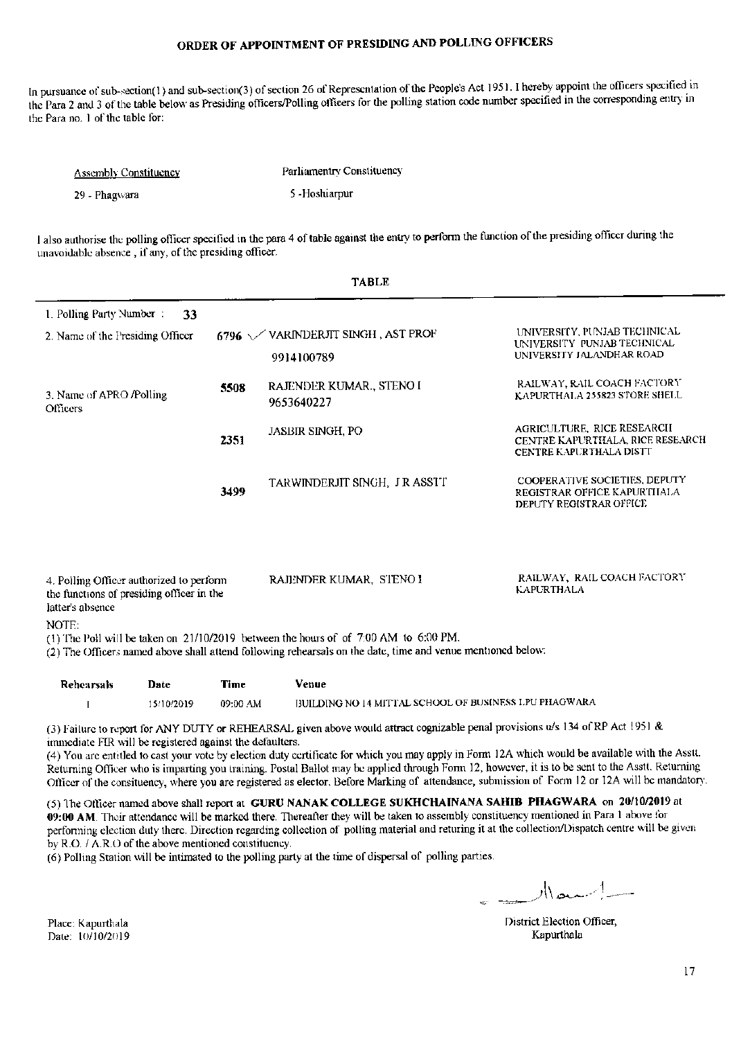## ORDER OF APPOINTMENT OF PRESIDING AND POLLING OFFICERS

In pursuance of sub-section(1) and sub-section(3) of section 26 of Representation of the People's Act 1951. I hereby appoint the officers specified in the Para 2 and 3 of the table below as Presiding officers/Polling officers for the polling station code number specified in the corresponding entry in the Para no. 1 of the table for:

| Assembly Constituency | Parliamentry Constituency |
|---|---|
| 29 - Phagwara | 5 -Hoshiarpur |

I also authorise the polling officer specified in the para 4 of table against the entry to perform the function of the presiding officer during the unavoidable absence , if any, of the presiding officer.

### TABLE

| | | | |
|---|---|---|---|
| 1. Polling Party Number : 33 | | | |
| 2. Name of the Presiding Officer | 6796 ✓ | VARINDERJIT SINGH , AST PROF<br>9914100789 | UNIVERSITY, PUNJAB TECHNICAL UNIVERSITY PUNJAB TECHNICAL UNIVERSITY JALANDHAR ROAD |
| 3. Name of APRO /Polling Officers | 5508 | RAJENDER KUMAR., STENO I<br>9653640227 | RAILWAY, RAIL COACH FACTORY KAPURTHALA 255823 STORE SHELL |
| | 2351 | JASBIR SINGH, PO | AGRICULTURE, RICE RESEARCH CENTRE KAPURTHALA, RICE RESEARCH CENTRE KAPURTHALA DISTT |
| | 3499 | TARWINDERJIT SINGH, J R ASSTT | COOPERATIVE SOCIETIES, DEPUTY REGISTRAR OFFICE KAPURTHALA DEPUTY REGISTRAR OFFICE |
| 4. Polling Officer authorized to perform the functions of presiding officer in the latter's absence | | RAJENDER KUMAR, STENO I | RAILWAY, RAIL COACH FACTORY KAPURTHALA |

NOTE:

(1) The Poll will be taken on 21/10/2019 between the hours of of 7:00 AM to 6:00 PM.

(2) The Officers named above shall attend following rehearsals on the date, time and venue mentioned below:

| Rehearsals | Date | Time | Venue |
|---|---|---|---|
| 1 | 15/10/2019 | 09:00 AM | BUILDING NO 14 MITTAL SCHOOL OF BUSINESS LPU PHAGWARA |

(3) Failure to report for ANY DUTY or REHEARSAL given above would attract cognizable penal provisions u/s 134 of RP Act 1951 & immediate FIR will be registered against the defaulters.

(4) You are entitled to cast your vote by election duty certificate for which you may apply in Form 12A which would be available with the Asstt. Returning Officer who is imparting you training. Postal Ballot may be applied through Form 12, however, it is to be sent to the Asstt. Returning Officer of the consituency, where you are registered as elector. Before Marking of attendance, submission of Form 12 or 12A will be mandatory.

(5) The Officer named above shall report at **GURU NANAK COLLEGE SUKHCHAINANA SAHIB PHAGWARA** on **20/10/2019** at **09:00 AM**. Their attendance will be marked there. Thereafter they will be taken to assembly constituency mentioned in Para 1 above for performing election duty there. Direction regarding collection of polling material and returing it at the collection/Dispatch centre will be given by R.O. / A.R.O of the above mentioned constituency.

(6) Polling Station will be intimated to the polling party at the time of dispersal of polling parties.

Place: Kapurthala
Date: 10/10/2019

District Election Officer,
Kapurthala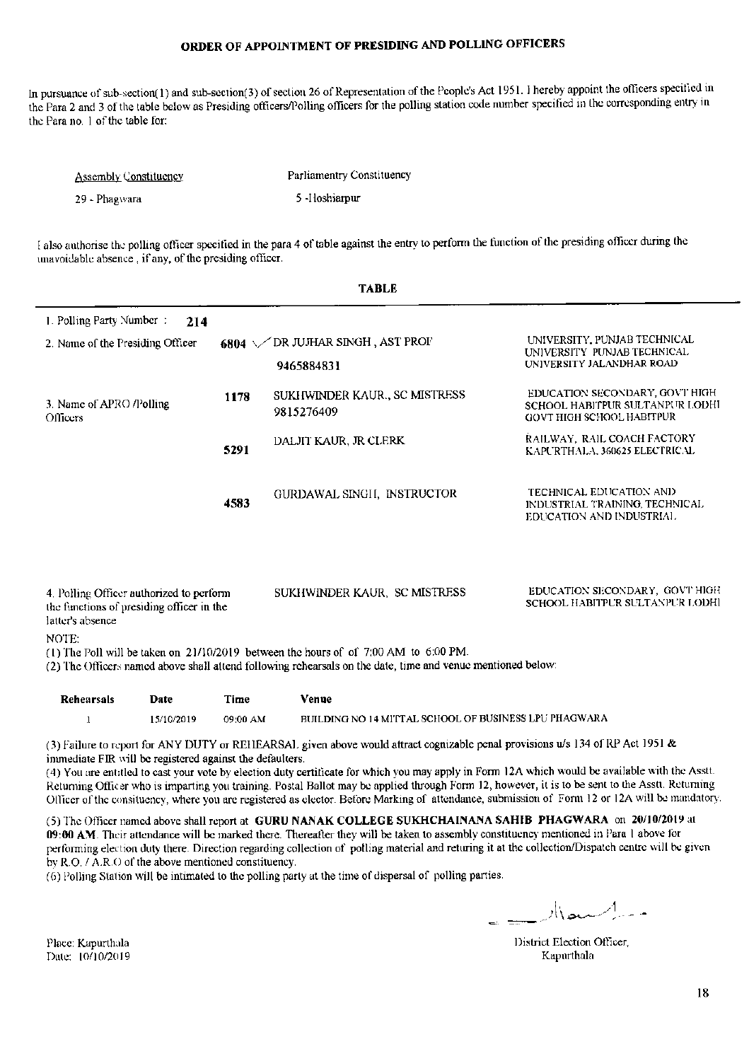## ORDER OF APPOINTMENT OF PRESIDING AND POLLING OFFICERS

In pursuance of sub-section(1) and sub-section(3) of section 26 of Representation of the People's Act 1951. I hereby appoint the officers specified in the Para 2 and 3 of the table below as Presiding officers/Polling officers for the polling station code number specified in the corresponding entry in the Para no. 1 of the table for:

| Assembly Constituency | Parliamentry Constituency |
|---|---|
| 29 - Phagwara | 5 -Hoshiarpur |

I also authorise the polling officer specified in the para 4 of table against the entry to perform the function of the presiding officer during the unavoidable absence , if any, of the presiding officer.

**TABLE**

| | | | |
|---|---|---|---|
| 1. Polling Party Number : **214** | | | |
| 2. Name of the Presiding Officer | **6804** | DR JUJHAR SINGH , AST PROF<br>**9465884831** | UNIVERSITY, PUNJAB TECHNICAL UNIVERSITY PUNJAB TECHNICAL UNIVERSITY JALANDHAR ROAD |
| 3. Name of APRO /Polling Officers | **1178** | SUKHWINDER KAUR., SC MISTRESS<br>9815276409 | EDUCATION SECONDARY, GOVT HIGH SCHOOL HABITPUR SULTANPUR LODHI GOVT HIGH SCHOOL HABITPUR |
| | **5291** | DALJIT KAUR, JR CLERK | RAILWAY, RAIL COACH FACTORY KAPURTHALA, 360625 ELECTRICAL |
| | **4583** | GURDAWAL SINGH, INSTRUCTOR | TECHNICAL EDUCATION AND INDUSTRIAL TRAINING, TECHNICAL EDUCATION AND INDUSTRIAL |
| 4. Polling Officer authorized to perform the functions of presiding officer in the latter's absence | | SUKHWINDER KAUR, SC MISTRESS | EDUCATION SECONDARY, GOVT HIGH SCHOOL HABITPUR SULTANPUR LODHI |

NOTE:

(1) The Poll will be taken on 21/10/2019 between the hours of of 7:00 AM to 6:00 PM.

(2) The Officers named above shall attend following rehearsals on the date, time and venue mentioned below:

| Rehearsals | Date | Time | Venue |
|---|---|---|---|
| 1 | 15/10/2019 | 09:00 AM | BUILDING NO 14 MITTAL SCHOOL OF BUSINESS LPU PHAGWARA |

(3) Failure to report for ANY DUTY or REHEARSAL given above would attract cognizable penal provisions u/s 134 of RP Act 1951 & immediate FIR will be registered against the defaulters.

(4) You are entitled to cast your vote by election duty certificate for which you may apply in Form 12A which would be available with the Asstt. Returning Officer who is imparting you training. Postal Ballot may be applied through Form 12, however, it is to be sent to the Asstt. Returning Officer of the consituency, where you are registered as elector. Before Marking of attendance, submission of Form 12 or 12A will be mandatory.

(5) The Officer named above shall report at **GURU NANAK COLLEGE SUKHCHAINANA SAHIB PHAGWARA** on **20/10/2019** at **09:00 AM**. Their attendance will be marked there. Thereafter they will be taken to assembly constituency mentioned in Para 1 above for performing election duty there. Direction regarding collection of polling material and returing it at the collection/Dispatch centre will be given by R.O. / A.R.O of the above mentioned constituency.

(6) Polling Station will be intimated to the polling party at the time of dispersal of polling parties.

Place: Kapurthala
Date: 10/10/2019

District Election Officer,
Kapurthala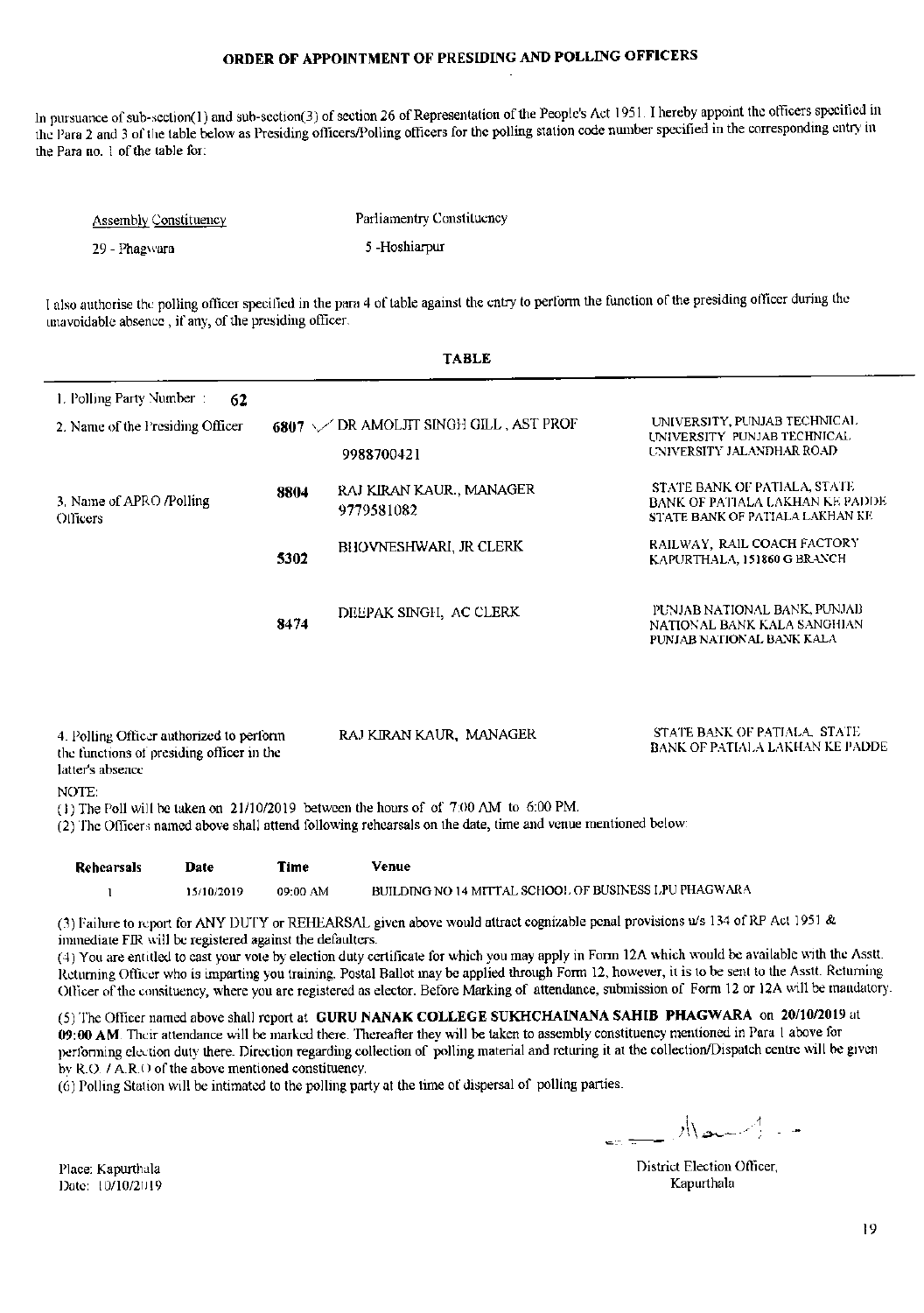# ORDER OF APPOINTMENT OF PRESIDING AND POLLING OFFICERS

In pursuance of sub-section(1) and sub-section(3) of section 26 of Representation of the People's Act 1951. I hereby appoint the officers specified in the Para 2 and 3 of the table below as Presiding officers/Polling officers for the polling station code number specified in the corresponding entry in the Para no. 1 of the table for:

| Assembly Constituency | Parliamentry Constituency |
|---|---|
| 29 - Phagwara | 5 -Hoshiarpur |

I also authorise the polling officer specified in the para 4 of table against the entry to perform the function of the presiding officer during the unavoidable absence , if any, of the presiding officer.

**TABLE**

| | | | |
|---|---|---|---|
| 1. Polling Party Number : **62** | | | |
| 2. Name of the Presiding Officer | **6807** | DR AMOLJIT SINGH GILL , AST PROF<br>9988700421 | UNIVERSITY, PUNJAB TECHNICAL UNIVERSITY PUNJAB TECHNICAL UNIVERSITY JALANDHAR ROAD |
| 3. Name of APRO /Polling Officers | **8804** | RAJ KIRAN KAUR., MANAGER<br>9779581082 | STATE BANK OF PATIALA, STATE BANK OF PATIALA LAKHAN KE PADDE STATE BANK OF PATIALA LAKHAN KE |
| | **5302** | BHOVNESHWARI, JR CLERK | RAILWAY, RAIL COACH FACTORY KAPURTHALA, 151860 G BRANCH |
| | **8474** | DEEPAK SINGH, AC CLERK | PUNJAB NATIONAL BANK, PUNJAB NATIONAL BANK KALA SANGHIAN PUNJAB NATIONAL BANK KALA |
| 4. Polling Officer authorized to perform the functions of presiding officer in the latter's absence | | RAJ KIRAN KAUR, MANAGER | STATE BANK OF PATIALA, STATE BANK OF PATIALA LAKHAN KE PADDE |

NOTE:

(1) The Poll will be taken on 21/10/2019 between the hours of of 7:00 AM to 6:00 PM.

(2) The Officers named above shall attend following rehearsals on the date, time and venue mentioned below:

| Rehearsals | Date | Time | Venue |
|---|---|---|---|
| 1 | 15/10/2019 | 09:00 AM | BUILDING NO 14 MITTAL SCHOOL OF BUSINESS LPU PHAGWARA |

(3) Failure to report for ANY DUTY or REHEARSAL given above would attract cognizable penal provisions u/s 134 of RP Act 1951 & immediate FIR will be registered against the defaulters.

(4) You are entitled to cast your vote by election duty certificate for which you may apply in Form 12A which would be available with the Asstt. Returning Officer who is imparting you training. Postal Ballot may be applied through Form 12, however, it is to be sent to the Asstt. Returning Officer of the consituency, where you are registered as elector. Before Marking of attendance, submission of Form 12 or 12A will be mandatory.

(5) The Officer named above shall report at **GURU NANAK COLLEGE SUKHCHAINANA SAHIB PHAGWARA** on **20/10/2019** at **09:00 AM**. Their attendance will be marked there. Thereafter they will be taken to assembly constituency mentioned in Para 1 above for performing election duty there. Direction regarding collection of polling material and returing it at the collection/Dispatch centre will be given by R.O / A.R.O of the above mentioned constituency.

(6) Polling Station will be intimated to the polling party at the time of dispersal of polling parties.

Place: Kapurthala
Date: 10/10/2019

District Election Officer,
Kapurthala